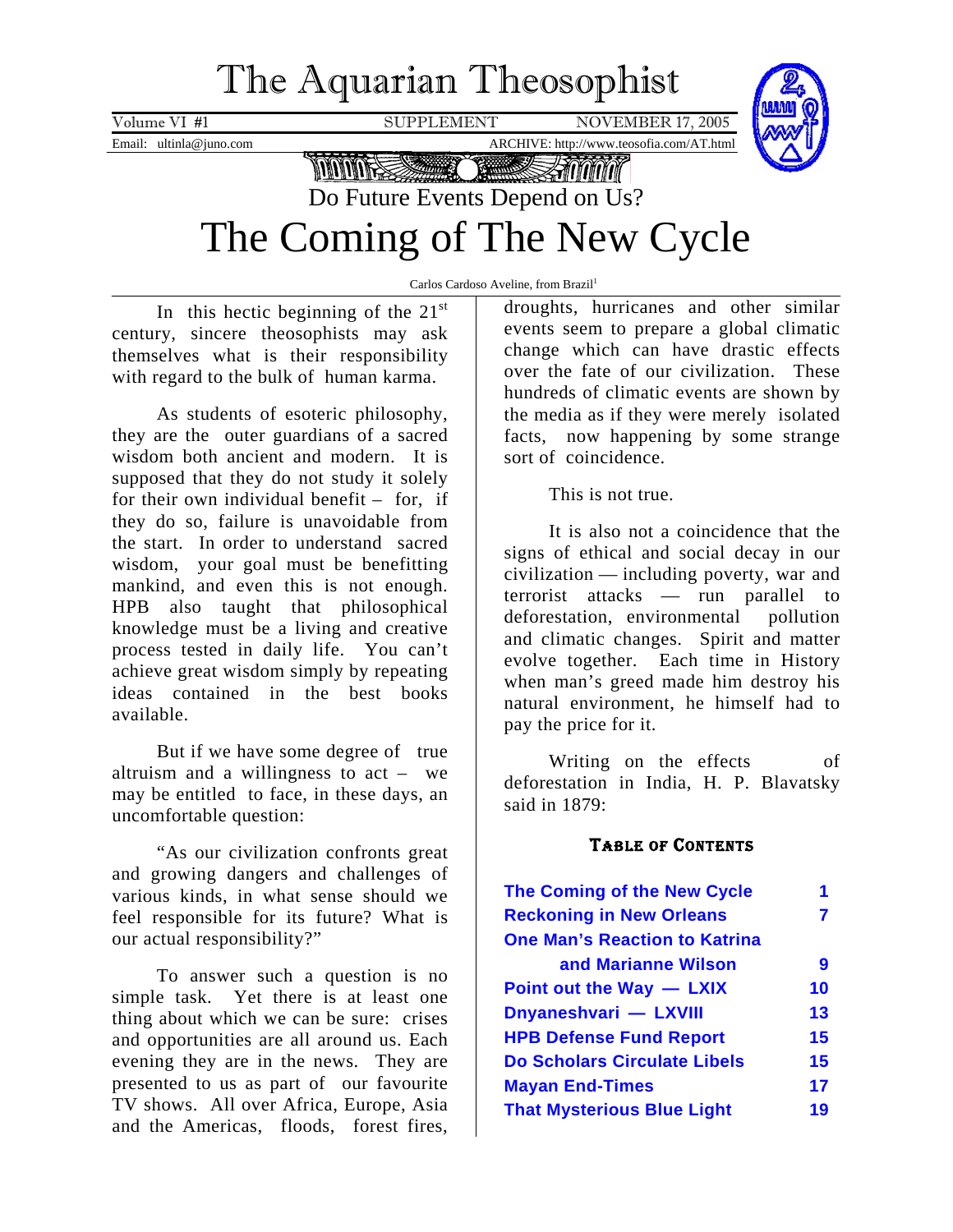# The Aquarian Theosophist

Volume VI #1 SUPPLEMENT NOVEMBER 17, 2005

Email: ultinla@juno.com ARCHIVE: http://www.teosofia.com/AT.html

## Do Future Events Depend on Us?

# The Coming of The New Cycle

Carlos Cardoso Aveline, from Brazil[1]

In this hectic beginning of the 21st century, sincere theosophists may ask themselves what is their responsibility with regard to the bulk of human karma.

As students of esoteric philosophy, they are the outer guardians of a sacred wisdom both ancient and modern. It is supposed that they do not study it solely for their own individual benefit – for, if they do so, failure is unavoidable from the start. In order to understand sacred wisdom, your goal must be benefitting mankind, and even this is not enough. HPB also taught that philosophical knowledge must be a living and creative process tested in daily life. You can't achieve great wisdom simply by repeating ideas contained in the best books available.

But if we have some degree of true altruism and a willingness to act – we may be entitled to face, in these days, an uncomfortable question:

"As our civilization confronts great and growing dangers and challenges of various kinds, in what sense should we feel responsible for its future? What is our actual responsibility?"

To answer such a question is no simple task. Yet there is at least one thing about which we can be sure: crises and opportunities are all around us. Each evening they are in the news. They are presented to us as part of our favourite TV shows. All over Africa, Europe, Asia and the Americas, floods, forest fires, droughts, hurricanes and other similar events seem to prepare a global climatic change which can have drastic effects over the fate of our civilization. These hundreds of climatic events are shown by the media as if they were merely isolated facts, now happening by some strange sort of coincidence.

This is not true.

It is also not a coincidence that the signs of ethical and social decay in our civilization — including poverty, war and terrorist attacks — run parallel to deforestation, environmental pollution and climatic changes. Spirit and matter evolve together. Each time in History when man's greed made him destroy his natural environment, he himself had to pay the price for it.

Writing on the effects of deforestation in India, H. P. Blavatsky said in 1879:

### Table of Contents

| | |
|---|---|
| The Coming of the New Cycle | 1 |
| Reckoning in New Orleans | 7 |
| One Man's Reaction to Katrina and Marianne Wilson | 9 |
| Point out the Way — LXIX | 10 |
| Dnyaneshvari — LXVIII | 13 |
| HPB Defense Fund Report | 15 |
| Do Scholars Circulate Libels | 15 |
| Mayan End-Times | 17 |
| That Mysterious Blue Light | 19 |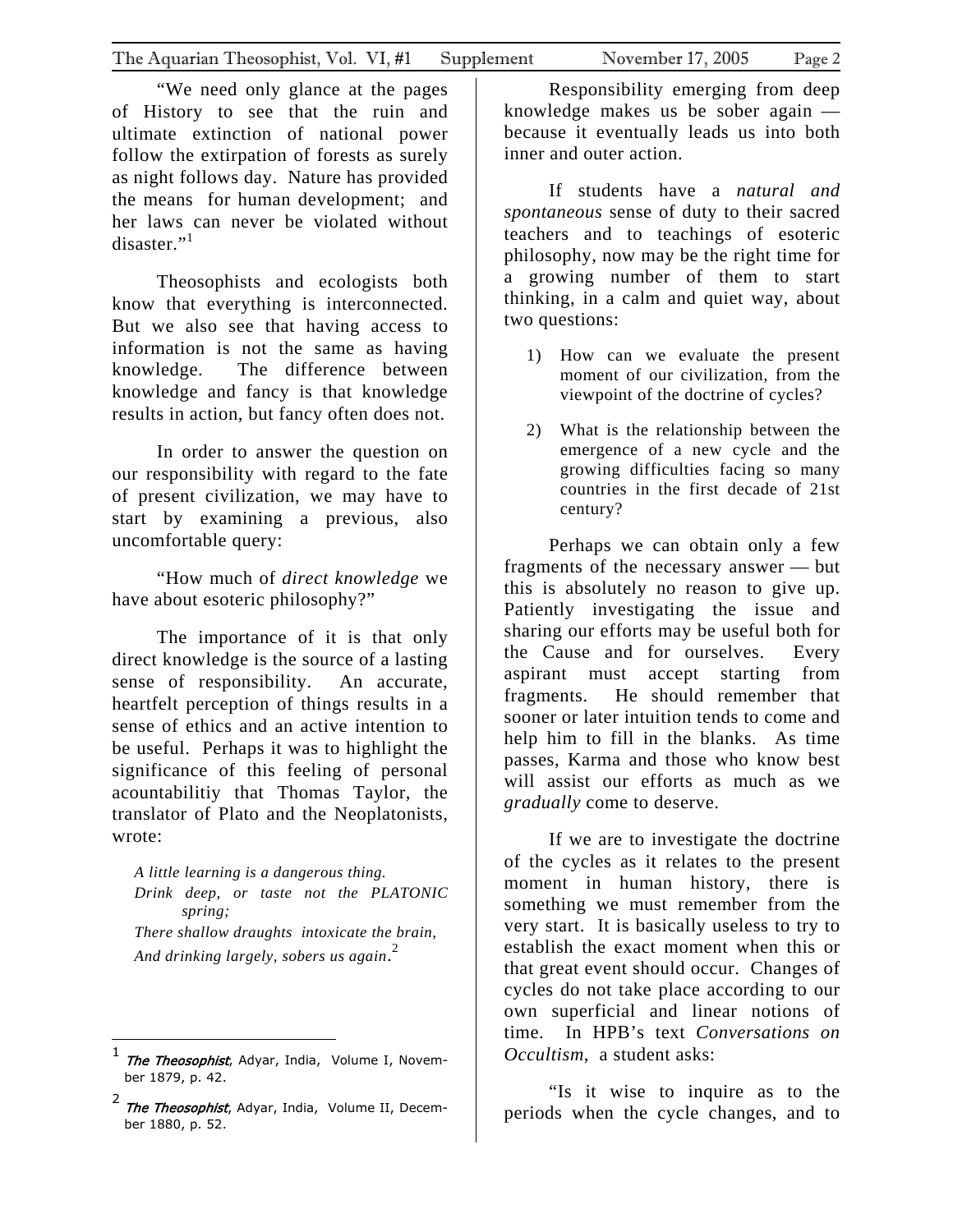"We need only glance at the pages of History to see that the ruin and ultimate extinction of national power follow the extirpation of forests as surely as night follows day. Nature has provided the means for human development; and her laws can never be violated without disaster."[1]

Theosophists and ecologists both know that everything is interconnected. But we also see that having access to information is not the same as having knowledge. The difference between knowledge and fancy is that knowledge results in action, but fancy often does not.

In order to answer the question on our responsibility with regard to the fate of present civilization, we may have to start by examining a previous, also uncomfortable query:

"How much of *direct knowledge* we have about esoteric philosophy?"

The importance of it is that only direct knowledge is the source of a lasting sense of responsibility. An accurate, heartfelt perception of things results in a sense of ethics and an active intention to be useful. Perhaps it was to highlight the significance of this feeling of personal acountabilitiy that Thomas Taylor, the translator of Plato and the Neoplatonists, wrote:

> *A little learning is a dangerous thing.*
> *Drink deep, or taste not the PLATONIC spring;*
> *There shallow draughts intoxicate the brain,*
> *And drinking largely, sobers us again*.[2]

Responsibility emerging from deep knowledge makes us be sober again — because it eventually leads us into both inner and outer action.

If students have a *natural and spontaneous* sense of duty to their sacred teachers and to teachings of esoteric philosophy, now may be the right time for a growing number of them to start thinking, in a calm and quiet way, about two questions:

1) How can we evaluate the present moment of our civilization, from the viewpoint of the doctrine of cycles?
2) What is the relationship between the emergence of a new cycle and the growing difficulties facing so many countries in the first decade of 21st century?

Perhaps we can obtain only a few fragments of the necessary answer — but this is absolutely no reason to give up. Patiently investigating the issue and sharing our efforts may be useful both for the Cause and for ourselves. Every aspirant must accept starting from fragments. He should remember that sooner or later intuition tends to come and help him to fill in the blanks. As time passes, Karma and those who know best will assist our efforts as much as we *gradually* come to deserve.

If we are to investigate the doctrine of the cycles as it relates to the present moment in human history, there is something we must remember from the very start. It is basically useless to try to establish the exact moment when this or that great event should occur. Changes of cycles do not take place according to our own superficial and linear notions of time. In HPB's text *Conversations on Occultism*, a student asks:

"Is it wise to inquire as to the periods when the cycle changes, and to

---

[1] *The Theosophist*, Adyar, India, Volume I, November 1879, p. 42.

[2] *The Theosophist*, Adyar, India, Volume II, December 1880, p. 52.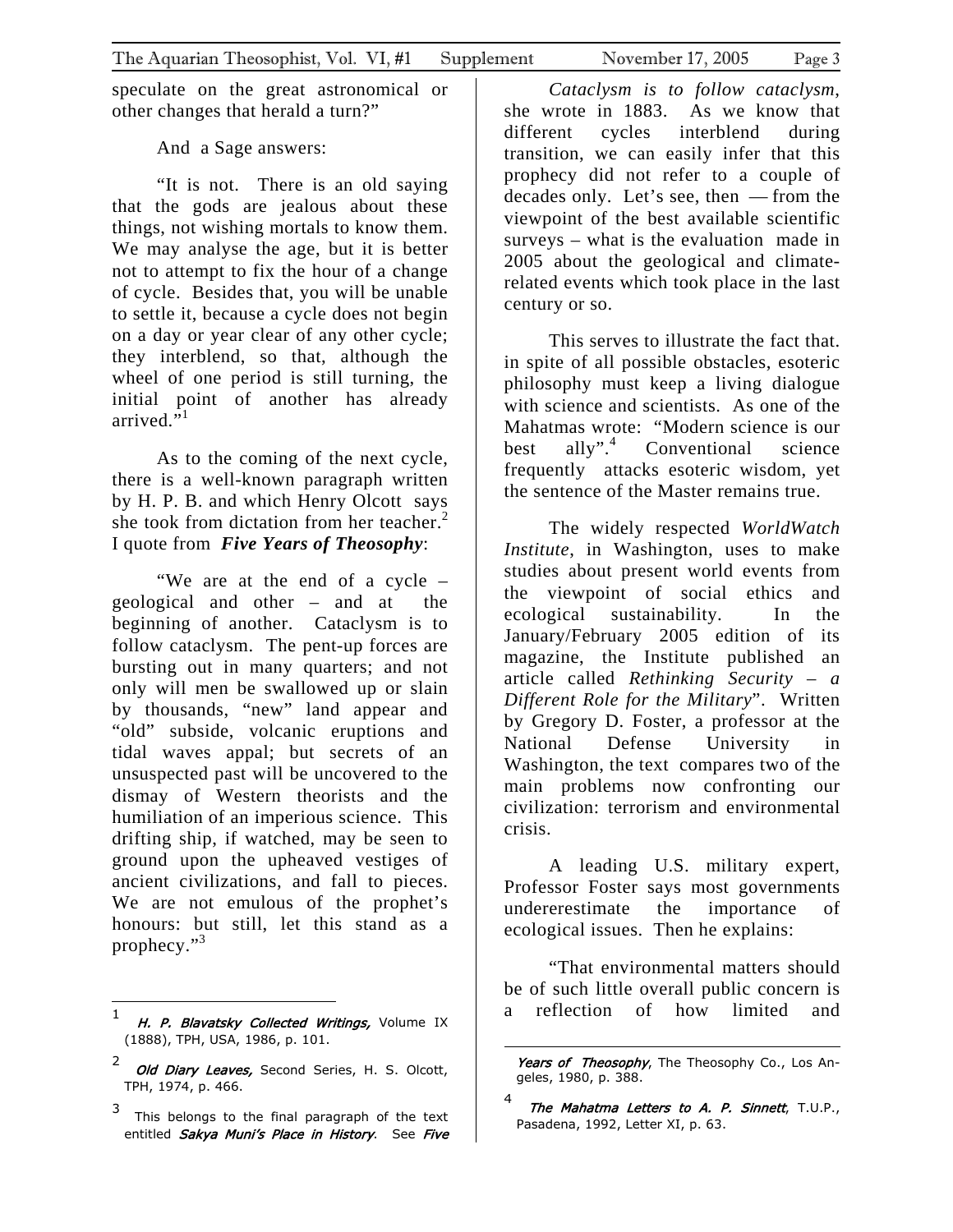speculate on the great astronomical or other changes that herald a turn?"

And a Sage answers:

"It is not. There is an old saying that the gods are jealous about these things, not wishing mortals to know them. We may analyse the age, but it is better not to attempt to fix the hour of a change of cycle. Besides that, you will be unable to settle it, because a cycle does not begin on a day or year clear of any other cycle; they interblend, so that, although the wheel of one period is still turning, the initial point of another has already arrived."[1]

As to the coming of the next cycle, there is a well-known paragraph written by H. P. B. and which Henry Olcott says she took from dictation from her teacher.[2] I quote from ***Five Years of Theosophy***:

"We are at the end of a cycle – geological and other – and at the beginning of another. Cataclysm is to follow cataclysm. The pent-up forces are bursting out in many quarters; and not only will men be swallowed up or slain by thousands, "new" land appear and "old" subside, volcanic eruptions and tidal waves appal; but secrets of an unsuspected past will be uncovered to the dismay of Western theorists and the humiliation of an imperious science. This drifting ship, if watched, may be seen to ground upon the upheaved vestiges of ancient civilizations, and fall to pieces. We are not emulous of the prophet's honours: but still, let this stand as a prophecy."[3]

*Cataclysm is to follow cataclysm*, she wrote in 1883. As we know that different cycles interblend during transition, we can easily infer that this prophecy did not refer to a couple of decades only. Let's see, then — from the viewpoint of the best available scientific surveys – what is the evaluation made in 2005 about the geological and climate-related events which took place in the last century or so.

This serves to illustrate the fact that. in spite of all possible obstacles, esoteric philosophy must keep a living dialogue with science and scientists. As one of the Mahatmas wrote: "Modern science is our best ally".[4] Conventional science frequently attacks esoteric wisdom, yet the sentence of the Master remains true.

The widely respected *WorldWatch Institute*, in Washington, uses to make studies about present world events from the viewpoint of social ethics and ecological sustainability. In the January/February 2005 edition of its magazine, the Institute published an article called *Rethinking Security – a Different Role for the Military*". Written by Gregory D. Foster, a professor at the National Defense University in Washington, the text compares two of the main problems now confronting our civilization: terrorism and environmental crisis.

A leading U.S. military expert, Professor Foster says most governments undererestimate the importance of ecological issues. Then he explains:

"That environmental matters should be of such little overall public concern is a reflection of how limited and

---

[1] ***H. P. Blavatsky Collected Writings,*** Volume IX (1888), TPH, USA, 1986, p. 101.

[2] ***Old Diary Leaves,*** Second Series, H. S. Olcott, TPH, 1974, p. 466.

[3] This belongs to the final paragraph of the text entitled ***Sakya Muni's Place in History***. See ***Five Years of Theosophy***, The Theosophy Co., Los Angeles, 1980, p. 388.

[4] ***The Mahatma Letters to A. P. Sinnett***, T.U.P., Pasadena, 1992, Letter XI, p. 63.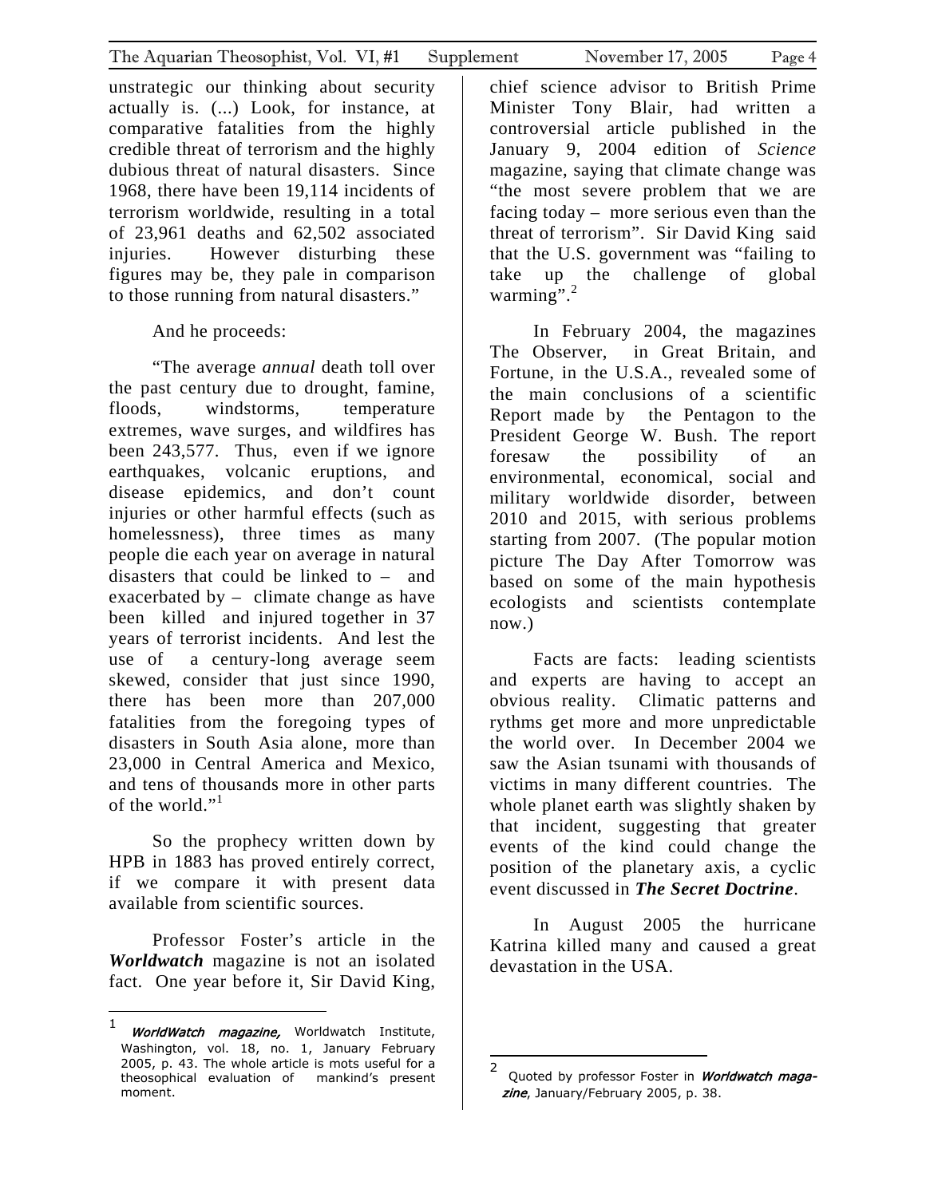unstrategic our thinking about security actually is. (...) Look, for instance, at comparative fatalities from the highly credible threat of terrorism and the highly dubious threat of natural disasters. Since 1968, there have been 19,114 incidents of terrorism worldwide, resulting in a total of 23,961 deaths and 62,502 associated injuries. However disturbing these figures may be, they pale in comparison to those running from natural disasters."

And he proceeds:

"The average *annual* death toll over the past century due to drought, famine, floods, windstorms, temperature extremes, wave surges, and wildfires has been 243,577. Thus, even if we ignore earthquakes, volcanic eruptions, and disease epidemics, and don't count injuries or other harmful effects (such as homelessness), three times as many people die each year on average in natural disasters that could be linked to – and exacerbated by – climate change as have been killed and injured together in 37 years of terrorist incidents. And lest the use of a century-long average seem skewed, consider that just since 1990, there has been more than 207,000 fatalities from the foregoing types of disasters in South Asia alone, more than 23,000 in Central America and Mexico, and tens of thousands more in other parts of the world."[1]

So the prophecy written down by HPB in 1883 has proved entirely correct, if we compare it with present data available from scientific sources.

Professor Foster's article in the ***Worldwatch*** magazine is not an isolated fact. One year before it, Sir David King, chief science advisor to British Prime Minister Tony Blair, had written a controversial article published in the January 9, 2004 edition of *Science* magazine, saying that climate change was "the most severe problem that we are facing today – more serious even than the threat of terrorism". Sir David King said that the U.S. government was "failing to take up the challenge of global warming".[2]

In February 2004, the magazines The Observer, in Great Britain, and Fortune, in the U.S.A., revealed some of the main conclusions of a scientific Report made by the Pentagon to the President George W. Bush. The report foresaw the possibility of an environmental, economical, social and military worldwide disorder, between 2010 and 2015, with serious problems starting from 2007. (The popular motion picture The Day After Tomorrow was based on some of the main hypothesis ecologists and scientists contemplate now.)

Facts are facts: leading scientists and experts are having to accept an obvious reality. Climatic patterns and rythms get more and more unpredictable the world over. In December 2004 we saw the Asian tsunami with thousands of victims in many different countries. The whole planet earth was slightly shaken by that incident, suggesting that greater events of the kind could change the position of the planetary axis, a cyclic event discussed in ***The Secret Doctrine***.

In August 2005 the hurricane Katrina killed many and caused a great devastation in the USA.

---

[1] *WorldWatch magazine,* Worldwatch Institute, Washington, vol. 18, no. 1, January February 2005, p. 43. The whole article is mots useful for a theosophical evaluation of mankind's present moment.

[2] Quoted by professor Foster in *Worldwatch magazine*, January/February 2005, p. 38.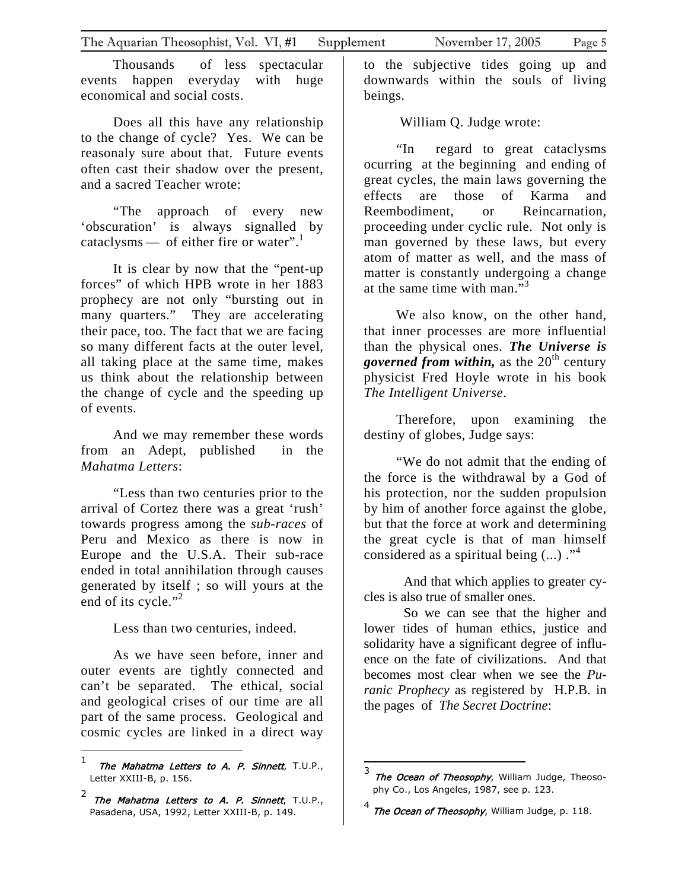Thousands of less spectacular events happen everyday with huge economical and social costs.

Does all this have any relationship to the change of cycle? Yes. We can be reasonaly sure about that. Future events often cast their shadow over the present, and a sacred Teacher wrote:

"The approach of every new 'obscuration' is always signalled by cataclysms — of either fire or water".[1]

It is clear by now that the "pent-up forces" of which HPB wrote in her 1883 prophecy are not only "bursting out in many quarters." They are accelerating their pace, too. The fact that we are facing so many different facts at the outer level, all taking place at the same time, makes us think about the relationship between the change of cycle and the speeding up of events.

And we may remember these words from an Adept, published in the *Mahatma Letters*:

"Less than two centuries prior to the arrival of Cortez there was a great 'rush' towards progress among the *sub-races* of Peru and Mexico as there is now in Europe and the U.S.A. Their sub-race ended in total annihilation through causes generated by itself ; so will yours at the end of its cycle."[2]

Less than two centuries, indeed.

As we have seen before, inner and outer events are tightly connected and can't be separated. The ethical, social and geological crises of our time are all part of the same process. Geological and cosmic cycles are linked in a direct way to the subjective tides going up and downwards within the souls of living beings.

William Q. Judge wrote:

"In regard to great cataclysms ocurring at the beginning and ending of great cycles, the main laws governing the effects are those of Karma and Reembodiment, or Reincarnation, proceeding under cyclic rule. Not only is man governed by these laws, but every atom of matter as well, and the mass of matter is constantly undergoing a change at the same time with man."[3]

We also know, on the other hand, that inner processes are more influential than the physical ones. ***The Universe is governed from within,*** as the 20th century physicist Fred Hoyle wrote in his book *The Intelligent Universe*.

Therefore, upon examining the destiny of globes, Judge says:

"We do not admit that the ending of the force is the withdrawal by a God of his protection, nor the sudden propulsion by him of another force against the globe, but that the force at work and determining the great cycle is that of man himself considered as a spiritual being (...) ."[4]

And that which applies to greater cycles is also true of smaller ones.

So we can see that the higher and lower tides of human ethics, justice and solidarity have a significant degree of influence on the fate of civilizations. And that becomes most clear when we see the *Puranic Prophecy* as registered by H.P.B. in the pages of *The Secret Doctrine*:

---

[1] ***The Mahatma Letters to A. P. Sinnett***, T.U.P., Letter XXIII-B, p. 156.

[2] ***The Mahatma Letters to A. P. Sinnett***, T.U.P., Pasadena, USA, 1992, Letter XXIII-B, p. 149.

[3] ***The Ocean of Theosophy***, William Judge, Theosophy Co., Los Angeles, 1987, see p. 123.

[4] ***The Ocean of Theosophy***, William Judge, p. 118.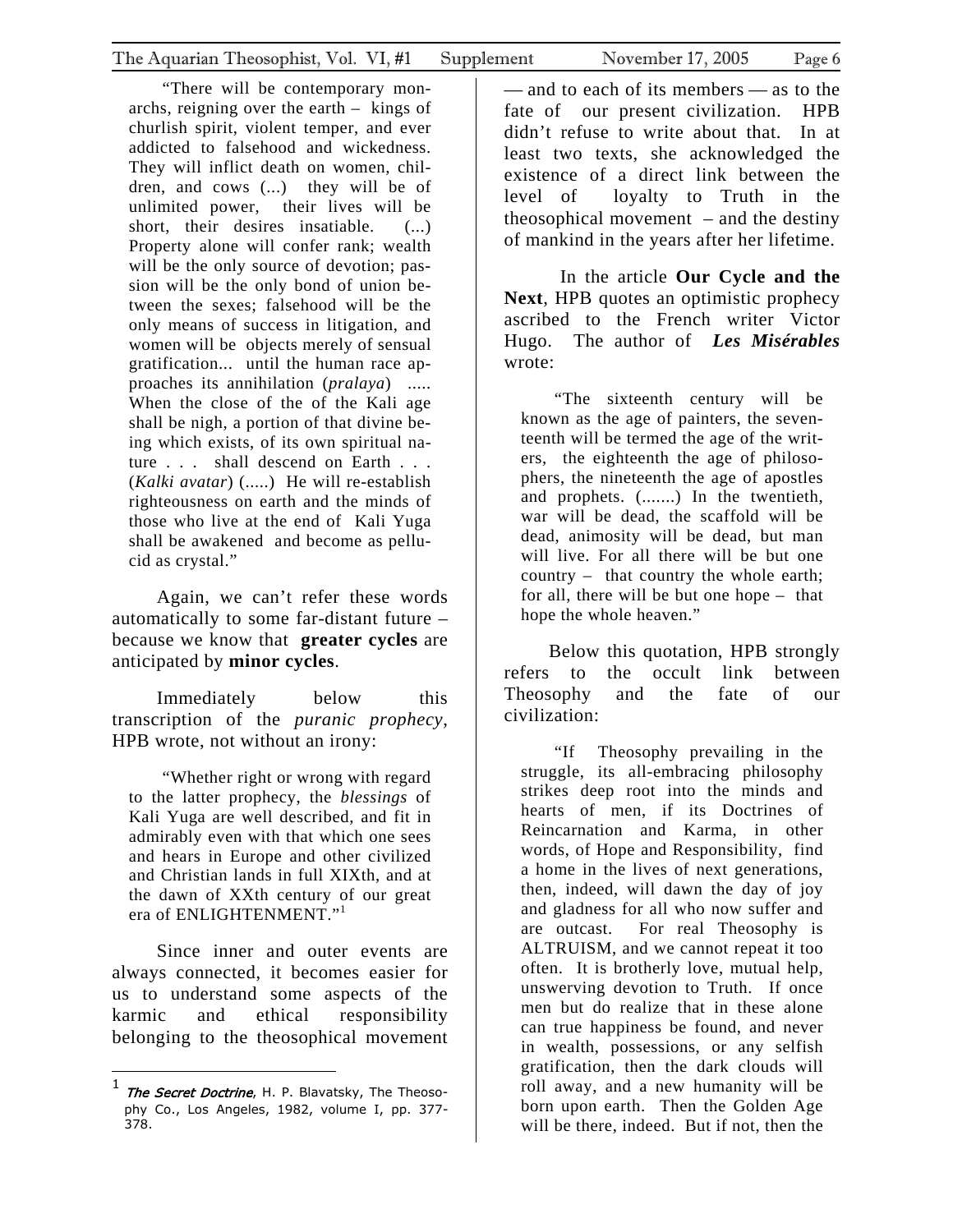"There will be contemporary monarchs, reigning over the earth – kings of churlish spirit, violent temper, and ever addicted to falsehood and wickedness. They will inflict death on women, children, and cows (...) they will be of unlimited power, their lives will be short, their desires insatiable. (...) Property alone will confer rank; wealth will be the only source of devotion; passion will be the only bond of union between the sexes; falsehood will be the only means of success in litigation, and women will be objects merely of sensual gratification... until the human race approaches its annihilation (*pralaya*) ..... When the close of the of the Kali age shall be nigh, a portion of that divine being which exists, of its own spiritual nature . . . shall descend on Earth . . . (*Kalki avatar*) (.....) He will re-establish righteousness on earth and the minds of those who live at the end of Kali Yuga shall be awakened and become as pellucid as crystal."

Again, we can't refer these words automatically to some far-distant future – because we know that **greater cycles** are anticipated by **minor cycles**.

Immediately below this transcription of the *puranic prophecy*, HPB wrote, not without an irony:

"Whether right or wrong with regard to the latter prophecy, the *blessings* of Kali Yuga are well described, and fit in admirably even with that which one sees and hears in Europe and other civilized and Christian lands in full XIXth, and at the dawn of XXth century of our great era of ENLIGHTENMENT."[1]

Since inner and outer events are always connected, it becomes easier for us to understand some aspects of the karmic and ethical responsibility belonging to the theosophical movement — and to each of its members — as to the fate of our present civilization. HPB didn't refuse to write about that. In at least two texts, she acknowledged the existence of a direct link between the level of loyalty to Truth in the theosophical movement – and the destiny of mankind in the years after her lifetime.

In the article **Our Cycle and the Next**, HPB quotes an optimistic prophecy ascribed to the French writer Victor Hugo. The author of ***Les Misérables*** wrote:

"The sixteenth century will be known as the age of painters, the seventeenth will be termed the age of the writers, the eighteenth the age of philosophers, the nineteenth the age of apostles and prophets. (.......) In the twentieth, war will be dead, the scaffold will be dead, animosity will be dead, but man will live. For all there will be but one country – that country the whole earth; for all, there will be but one hope – that hope the whole heaven."

Below this quotation, HPB strongly refers to the occult link between Theosophy and the fate of our civilization:

"If Theosophy prevailing in the struggle, its all-embracing philosophy strikes deep root into the minds and hearts of men, if its Doctrines of Reincarnation and Karma, in other words, of Hope and Responsibility, find a home in the lives of next generations, then, indeed, will dawn the day of joy and gladness for all who now suffer and are outcast. For real Theosophy is ALTRUISM, and we cannot repeat it too often. It is brotherly love, mutual help, unswerving devotion to Truth. If once men but do realize that in these alone can true happiness be found, and never in wealth, possessions, or any selfish gratification, then the dark clouds will roll away, and a new humanity will be born upon earth. Then the Golden Age will be there, indeed. But if not, then the

---

[1] *The Secret Doctrine*, H. P. Blavatsky, The Theosophy Co., Los Angeles, 1982, volume I, pp. 377-378.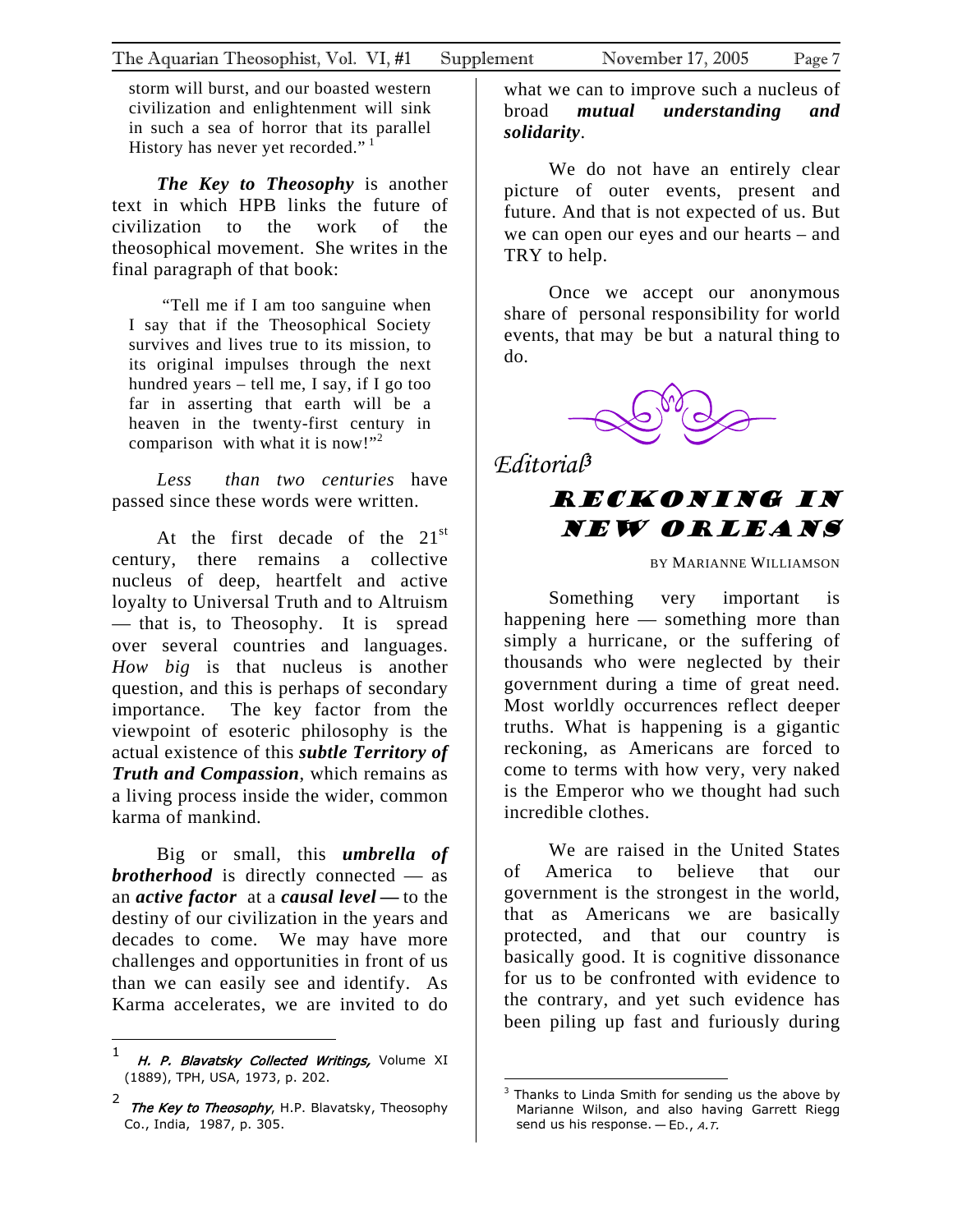storm will burst, and our boasted western civilization and enlightenment will sink in such a sea of horror that its parallel History has never yet recorded." [1]

***The Key to Theosophy*** is another text in which HPB links the future of civilization to the work of the theosophical movement. She writes in the final paragraph of that book:

> "Tell me if I am too sanguine when I say that if the Theosophical Society survives and lives true to its mission, to its original impulses through the next hundred years – tell me, I say, if I go too far in asserting that earth will be a heaven in the twenty-first century in comparison with what it is now!"[2]

*Less than two centuries* have passed since these words were written.

At the first decade of the 21st century, there remains a collective nucleus of deep, heartfelt and active loyalty to Universal Truth and to Altruism — that is, to Theosophy. It is spread over several countries and languages. *How big* is that nucleus is another question, and this is perhaps of secondary importance. The key factor from the viewpoint of esoteric philosophy is the actual existence of this ***subtle Territory of Truth and Compassion***, which remains as a living process inside the wider, common karma of mankind.

Big or small, this ***umbrella of brotherhood*** is directly connected — as an ***active factor*** at a ***causal level*** — to the destiny of our civilization in the years and decades to come. We may have more challenges and opportunities in front of us than we can easily see and identify. As Karma accelerates, we are invited to do what we can to improve such a nucleus of broad ***mutual understanding and solidarity***.

We do not have an entirely clear picture of outer events, present and future. And that is not expected of us. But we can open our eyes and our hearts – and TRY to help.

Once we accept our anonymous share of personal responsibility for world events, that may be but a natural thing to do.

*Editorial*[3]

# Reckoning in New Orleans

BY MARIANNE WILLIAMSON

Something very important is happening here — something more than simply a hurricane, or the suffering of thousands who were neglected by their government during a time of great need. Most worldly occurrences reflect deeper truths. What is happening is a gigantic reckoning, as Americans are forced to come to terms with how very, very naked is the Emperor who we thought had such incredible clothes.

We are raised in the United States of America to believe that our government is the strongest in the world, that as Americans we are basically protected, and that our country is basically good. It is cognitive dissonance for us to be confronted with evidence to the contrary, and yet such evidence has been piling up fast and furiously during

---

1 *H. P. Blavatsky Collected Writings,* Volume XI (1889), TPH, USA, 1973, p. 202.

2 *The Key to Theosophy*, H.P. Blavatsky, Theosophy Co., India, 1987, p. 305.

3 Thanks to Linda Smith for sending us the above by Marianne Wilson, and also having Garrett Riegg send us his response. — ED., *A.T.*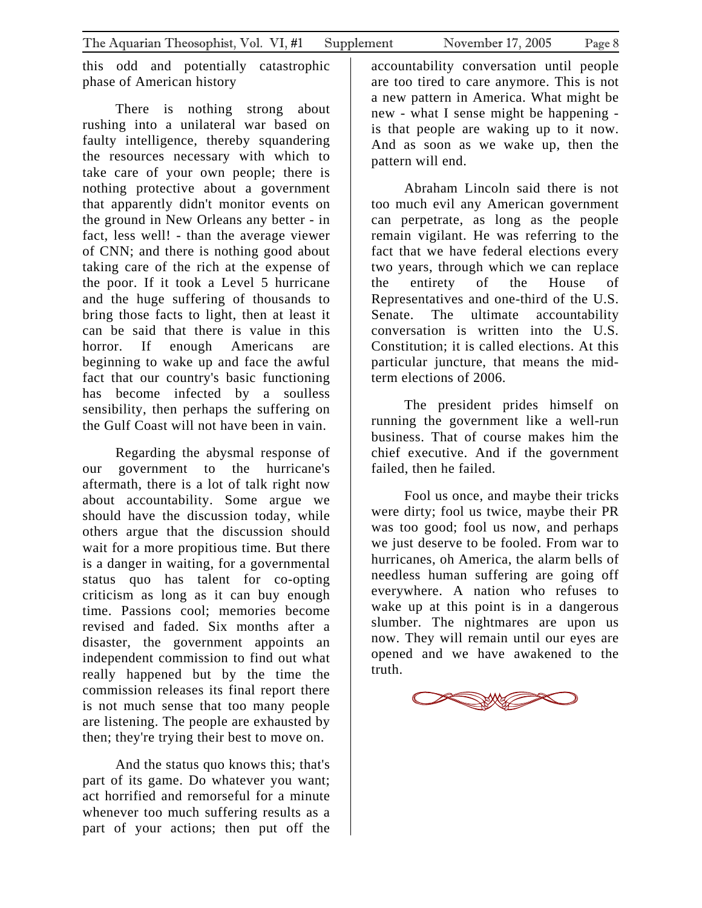this odd and potentially catastrophic phase of American history

There is nothing strong about rushing into a unilateral war based on faulty intelligence, thereby squandering the resources necessary with which to take care of your own people; there is nothing protective about a government that apparently didn't monitor events on the ground in New Orleans any better - in fact, less well! - than the average viewer of CNN; and there is nothing good about taking care of the rich at the expense of the poor. If it took a Level 5 hurricane and the huge suffering of thousands to bring those facts to light, then at least it can be said that there is value in this horror. If enough Americans are beginning to wake up and face the awful fact that our country's basic functioning has become infected by a soulless sensibility, then perhaps the suffering on the Gulf Coast will not have been in vain.

Regarding the abysmal response of our government to the hurricane's aftermath, there is a lot of talk right now about accountability. Some argue we should have the discussion today, while others argue that the discussion should wait for a more propitious time. But there is a danger in waiting, for a governmental status quo has talent for co-opting criticism as long as it can buy enough time. Passions cool; memories become revised and faded. Six months after a disaster, the government appoints an independent commission to find out what really happened but by the time the commission releases its final report there is not much sense that too many people are listening. The people are exhausted by then; they're trying their best to move on.

And the status quo knows this; that's part of its game. Do whatever you want; act horrified and remorseful for a minute whenever too much suffering results as a part of your actions; then put off the accountability conversation until people are too tired to care anymore. This is not a new pattern in America. What might be new - what I sense might be happening - is that people are waking up to it now. And as soon as we wake up, then the pattern will end.

Abraham Lincoln said there is not too much evil any American government can perpetrate, as long as the people remain vigilant. He was referring to the fact that we have federal elections every two years, through which we can replace the entirety of the House of Representatives and one-third of the U.S. Senate. The ultimate accountability conversation is written into the U.S. Constitution; it is called elections. At this particular juncture, that means the mid-term elections of 2006.

The president prides himself on running the government like a well-run business. That of course makes him the chief executive. And if the government failed, then he failed.

Fool us once, and maybe their tricks were dirty; fool us twice, maybe their PR was too good; fool us now, and perhaps we just deserve to be fooled. From war to hurricanes, oh America, the alarm bells of needless human suffering are going off everywhere. A nation who refuses to wake up at this point is in a dangerous slumber. The nightmares are upon us now. They will remain until our eyes are opened and we have awakened to the truth.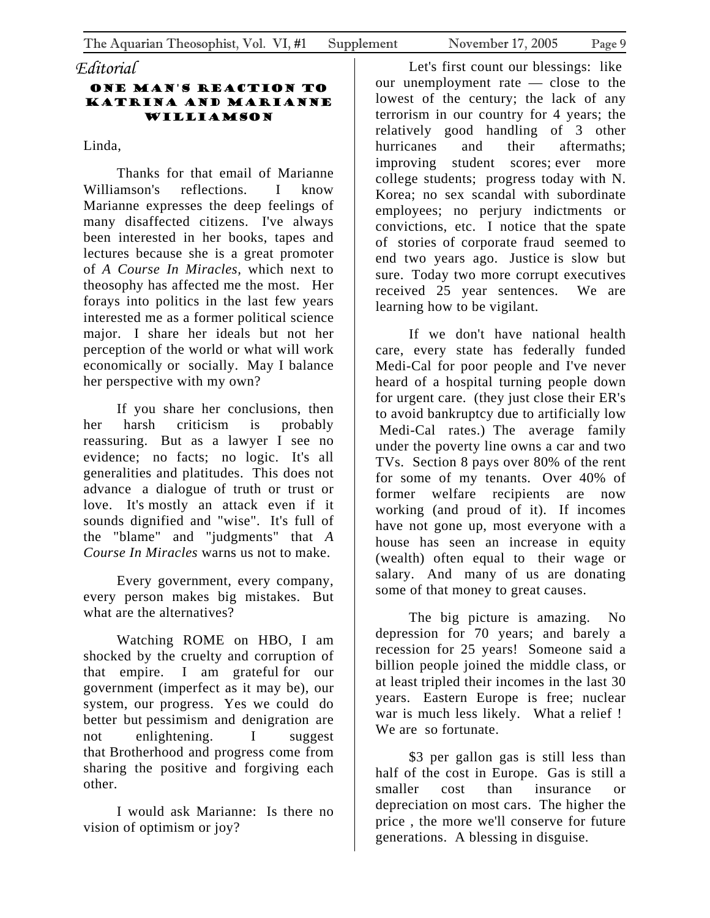*Editorial*

## ONE MAN'S REACTION TO KATRINA AND MARIANNE WILLIAMSON

Linda,

Thanks for that email of Marianne Williamson's reflections. I know Marianne expresses the deep feelings of many disaffected citizens. I've always been interested in her books, tapes and lectures because she is a great promoter of *A Course In Miracles*, which next to theosophy has affected me the most. Her forays into politics in the last few years interested me as a former political science major. I share her ideals but not her perception of the world or what will work economically or socially. May I balance her perspective with my own?

If you share her conclusions, then her harsh criticism is probably reassuring. But as a lawyer I see no evidence; no facts; no logic. It's all generalities and platitudes. This does not advance a dialogue of truth or trust or love. It's mostly an attack even if it sounds dignified and "wise". It's full of the "blame" and "judgments" that *A Course In Miracles* warns us not to make.

Every government, every company, every person makes big mistakes. But what are the alternatives?

Watching ROME on HBO, I am shocked by the cruelty and corruption of that empire. I am grateful for our government (imperfect as it may be), our system, our progress. Yes we could do better but pessimism and denigration are not enlightening. I suggest that Brotherhood and progress come from sharing the positive and forgiving each other.

I would ask Marianne: Is there no vision of optimism or joy?

Let's first count our blessings: like our unemployment rate — close to the lowest of the century; the lack of any terrorism in our country for 4 years; the relatively good handling of 3 other hurricanes and their aftermaths; improving student scores; ever more college students; progress today with N. Korea; no sex scandal with subordinate employees; no perjury indictments or convictions, etc. I notice that the spate of stories of corporate fraud seemed to end two years ago. Justice is slow but sure. Today two more corrupt executives received 25 year sentences. We are learning how to be vigilant.

If we don't have national health care, every state has federally funded Medi-Cal for poor people and I've never heard of a hospital turning people down for urgent care. (they just close their ER's to avoid bankruptcy due to artificially low Medi-Cal rates.) The average family under the poverty line owns a car and two TVs. Section 8 pays over 80% of the rent for some of my tenants. Over 40% of former welfare recipients are now working (and proud of it). If incomes have not gone up, most everyone with a house has seen an increase in equity (wealth) often equal to their wage or salary. And many of us are donating some of that money to great causes.

The big picture is amazing. No depression for 70 years; and barely a recession for 25 years! Someone said a billion people joined the middle class, or at least tripled their incomes in the last 30 years. Eastern Europe is free; nuclear war is much less likely. What a relief ! We are so fortunate.

$3 per gallon gas is still less than half of the cost in Europe. Gas is still a smaller cost than insurance or depreciation on most cars. The higher the price , the more we'll conserve for future generations. A blessing in disguise.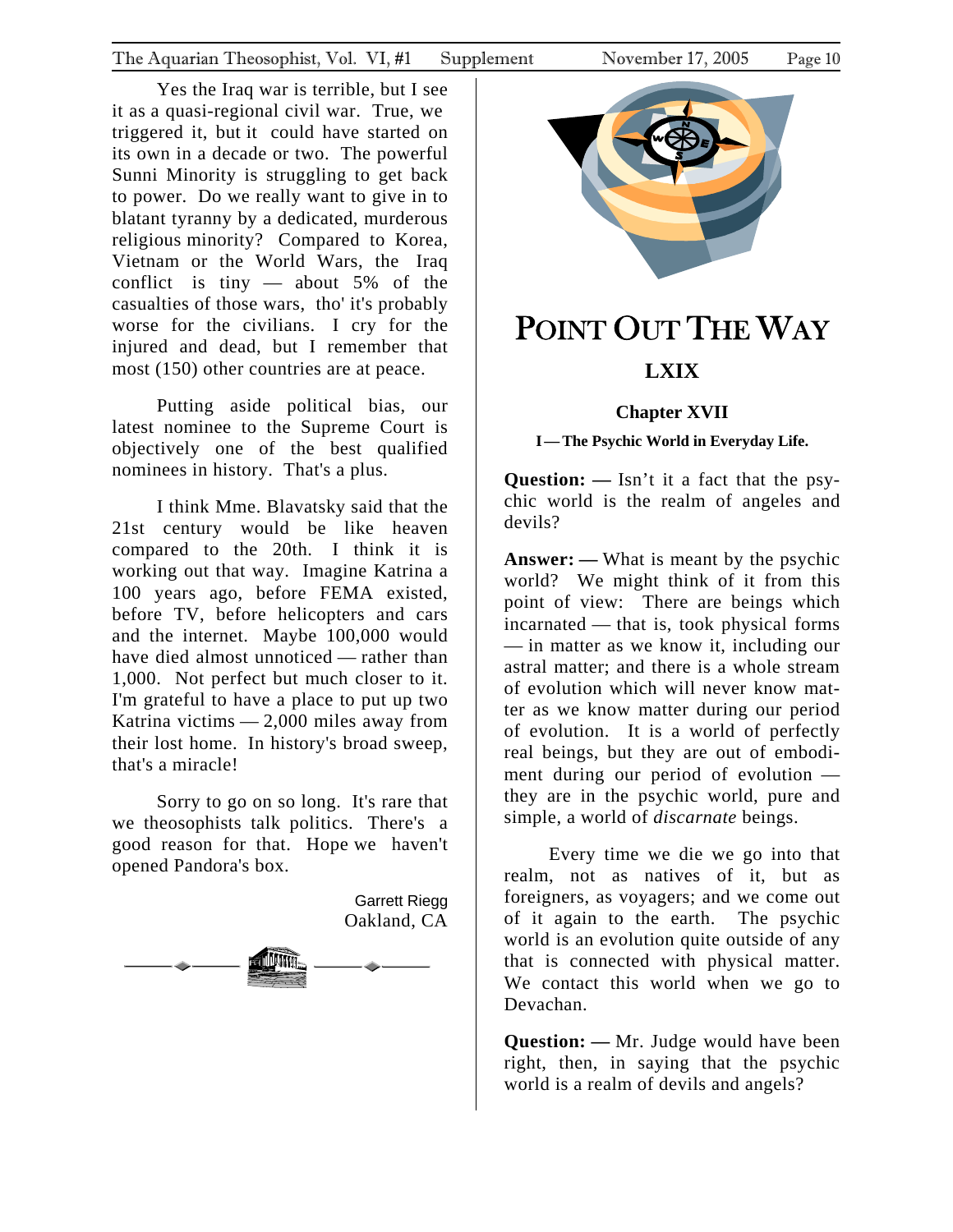Yes the Iraq war is terrible, but I see it as a quasi-regional civil war. True, we triggered it, but it could have started on its own in a decade or two. The powerful Sunni Minority is struggling to get back to power. Do we really want to give in to blatant tyranny by a dedicated, murderous religious minority? Compared to Korea, Vietnam or the World Wars, the Iraq conflict is tiny — about 5% of the casualties of those wars, tho' it's probably worse for the civilians. I cry for the injured and dead, but I remember that most (150) other countries are at peace.

Putting aside political bias, our latest nominee to the Supreme Court is objectively one of the best qualified nominees in history. That's a plus.

I think Mme. Blavatsky said that the 21st century would be like heaven compared to the 20th. I think it is working out that way. Imagine Katrina a 100 years ago, before FEMA existed, before TV, before helicopters and cars and the internet. Maybe 100,000 would have died almost unnoticed — rather than 1,000. Not perfect but much closer to it. I'm grateful to have a place to put up two Katrina victims — 2,000 miles away from their lost home. In history's broad sweep, that's a miracle!

Sorry to go on so long. It's rare that we theosophists talk politics. There's a good reason for that. Hope we haven't opened Pandora's box.

Garrett Riegg
Oakland, CA

# POINT OUT THE WAY

## LXIX

### Chapter XVII

#### I — The Psychic World in Everyday Life.

**Question: —** Isn't it a fact that the psychic world is the realm of angeles and devils?

**Answer: —** What is meant by the psychic world? We might think of it from this point of view: There are beings which incarnated — that is, took physical forms — in matter as we know it, including our astral matter; and there is a whole stream of evolution which will never know matter as we know matter during our period of evolution. It is a world of perfectly real beings, but they are out of embodiment during our period of evolution — they are in the psychic world, pure and simple, a world of *discarnate* beings.

Every time we die we go into that realm, not as natives of it, but as foreigners, as voyagers; and we come out of it again to the earth. The psychic world is an evolution quite outside of any that is connected with physical matter. We contact this world when we go to Devachan.

**Question: —** Mr. Judge would have been right, then, in saying that the psychic world is a realm of devils and angels?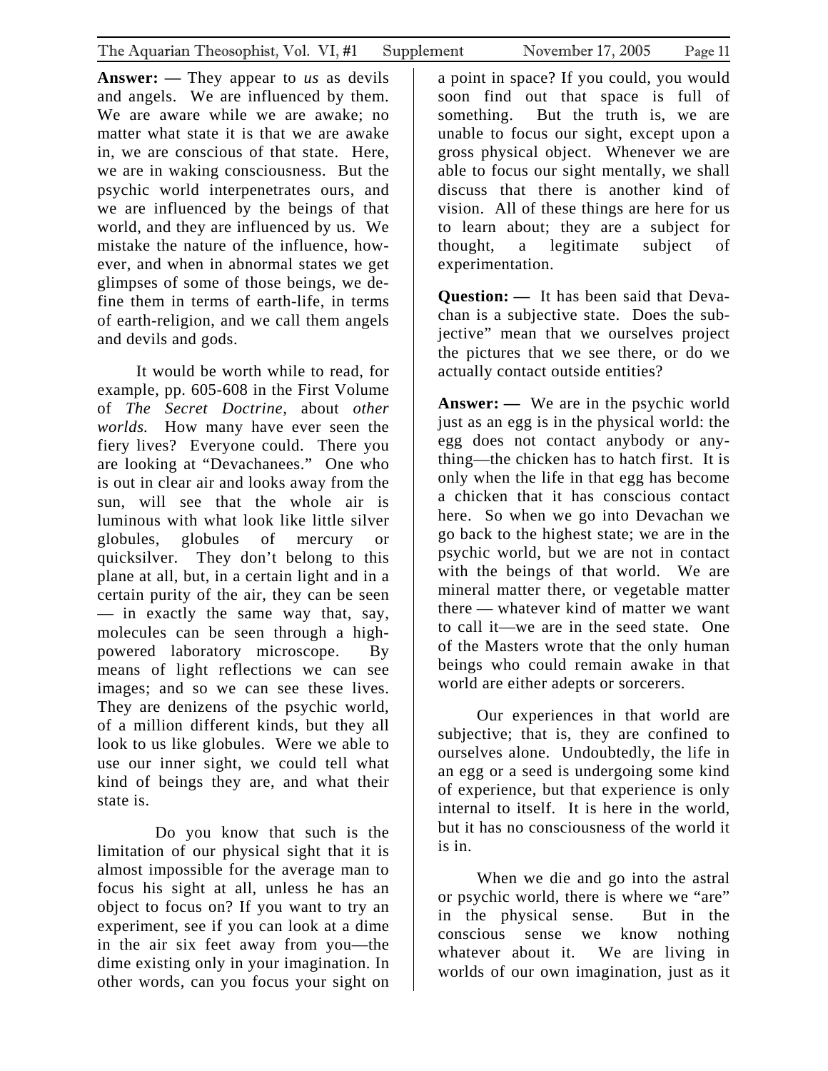**Answer: —** They appear to *us* as devils and angels. We are influenced by them. We are aware while we are awake; no matter what state it is that we are awake in, we are conscious of that state. Here, we are in waking consciousness. But the psychic world interpenetrates ours, and we are influenced by the beings of that world, and they are influenced by us. We mistake the nature of the influence, however, and when in abnormal states we get glimpses of some of those beings, we define them in terms of earth-life, in terms of earth-religion, and we call them angels and devils and gods.

It would be worth while to read, for example, pp. 605-608 in the First Volume of *The Secret Doctrine,* about *other worlds.* How many have ever seen the fiery lives? Everyone could. There you are looking at "Devachanees." One who is out in clear air and looks away from the sun, will see that the whole air is luminous with what look like little silver globules, globules of mercury or quicksilver. They don't belong to this plane at all, but, in a certain light and in a certain purity of the air, they can be seen — in exactly the same way that, say, molecules can be seen through a high-powered laboratory microscope. By means of light reflections we can see images; and so we can see these lives. They are denizens of the psychic world, of a million different kinds, but they all look to us like globules. Were we able to use our inner sight, we could tell what kind of beings they are, and what their state is.

Do you know that such is the limitation of our physical sight that it is almost impossible for the average man to focus his sight at all, unless he has an object to focus on? If you want to try an experiment, see if you can look at a dime in the air six feet away from you—the dime existing only in your imagination. In other words, can you focus your sight on a point in space? If you could, you would soon find out that space is full of something. But the truth is, we are unable to focus our sight, except upon a gross physical object. Whenever we are able to focus our sight mentally, we shall discuss that there is another kind of vision. All of these things are here for us to learn about; they are a subject for thought, a legitimate subject of experimentation.

**Question: —** It has been said that Devachan is a subjective state. Does the subjective" mean that we ourselves project the pictures that we see there, or do we actually contact outside entities?

**Answer: —** We are in the psychic world just as an egg is in the physical world: the egg does not contact anybody or anything—the chicken has to hatch first. It is only when the life in that egg has become a chicken that it has conscious contact here. So when we go into Devachan we go back to the highest state; we are in the psychic world, but we are not in contact with the beings of that world. We are mineral matter there, or vegetable matter there — whatever kind of matter we want to call it—we are in the seed state. One of the Masters wrote that the only human beings who could remain awake in that world are either adepts or sorcerers.

Our experiences in that world are subjective; that is, they are confined to ourselves alone. Undoubtedly, the life in an egg or a seed is undergoing some kind of experience, but that experience is only internal to itself. It is here in the world, but it has no consciousness of the world it is in.

When we die and go into the astral or psychic world, there is where we "are" in the physical sense. But in the conscious sense we know nothing whatever about it. We are living in worlds of our own imagination, just as it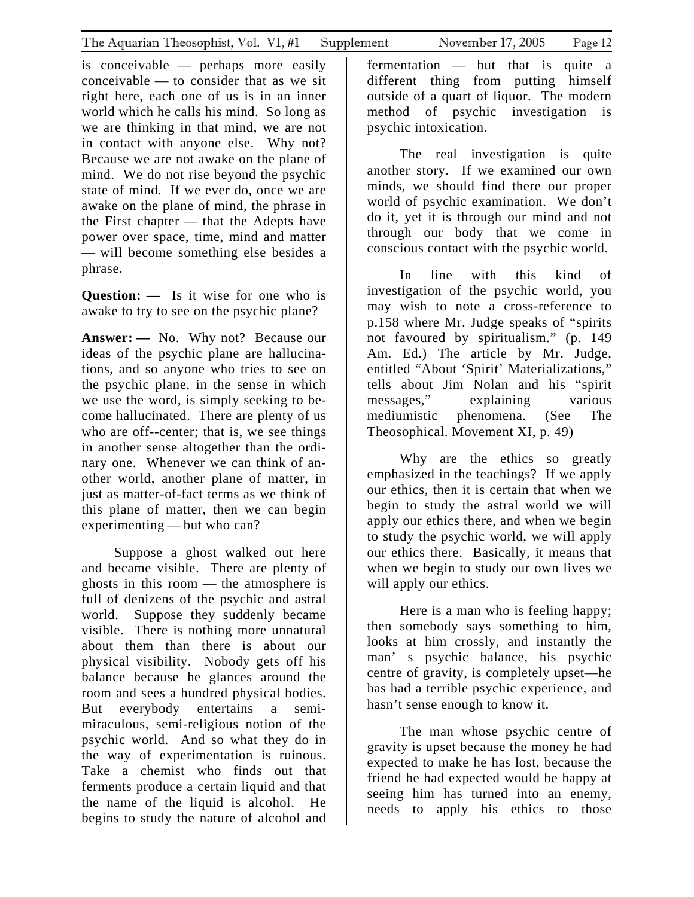is conceivable — perhaps more easily conceivable — to consider that as we sit right here, each one of us is in an inner world which he calls his mind. So long as we are thinking in that mind, we are not in contact with anyone else. Why not? Because we are not awake on the plane of mind. We do not rise beyond the psychic state of mind. If we ever do, once we are awake on the plane of mind, the phrase in the First chapter — that the Adepts have power over space, time, mind and matter — will become something else besides a phrase.

**Question: —** Is it wise for one who is awake to try to see on the psychic plane?

**Answer: —** No. Why not? Because our ideas of the psychic plane are hallucinations, and so anyone who tries to see on the psychic plane, in the sense in which we use the word, is simply seeking to become hallucinated. There are plenty of us who are off--center; that is, we see things in another sense altogether than the ordinary one. Whenever we can think of another world, another plane of matter, in just as matter-of-fact terms as we think of this plane of matter, then we can begin experimenting — but who can?

Suppose a ghost walked out here and became visible. There are plenty of ghosts in this room — the atmosphere is full of denizens of the psychic and astral world. Suppose they suddenly became visible. There is nothing more unnatural about them than there is about our physical visibility. Nobody gets off his balance because he glances around the room and sees a hundred physical bodies. But everybody entertains a semi-miraculous, semi-religious notion of the psychic world. And so what they do in the way of experimentation is ruinous. Take a chemist who finds out that ferments produce a certain liquid and that the name of the liquid is alcohol. He begins to study the nature of alcohol and fermentation — but that is quite a different thing from putting himself outside of a quart of liquor. The modern method of psychic investigation is psychic intoxication.

The real investigation is quite another story. If we examined our own minds, we should find there our proper world of psychic examination. We don't do it, yet it is through our mind and not through our body that we come in conscious contact with the psychic world.

In line with this kind of investigation of the psychic world, you may wish to note a cross-reference to p.158 where Mr. Judge speaks of "spirits not favoured by spiritualism." (p. 149 Am. Ed.) The article by Mr. Judge, entitled "About 'Spirit' Materializations," tells about Jim Nolan and his "spirit messages," explaining various mediumistic phenomena. (See The Theosophical. Movement XI, p. 49)

Why are the ethics so greatly emphasized in the teachings? If we apply our ethics, then it is certain that when we begin to study the astral world we will apply our ethics there, and when we begin to study the psychic world, we will apply our ethics there. Basically, it means that when we begin to study our own lives we will apply our ethics.

Here is a man who is feeling happy; then somebody says something to him, looks at him crossly, and instantly the man' s psychic balance, his psychic centre of gravity, is completely upset—he has had a terrible psychic experience, and hasn't sense enough to know it.

The man whose psychic centre of gravity is upset because the money he had expected to make he has lost, because the friend he had expected would be happy at seeing him has turned into an enemy, needs to apply his ethics to those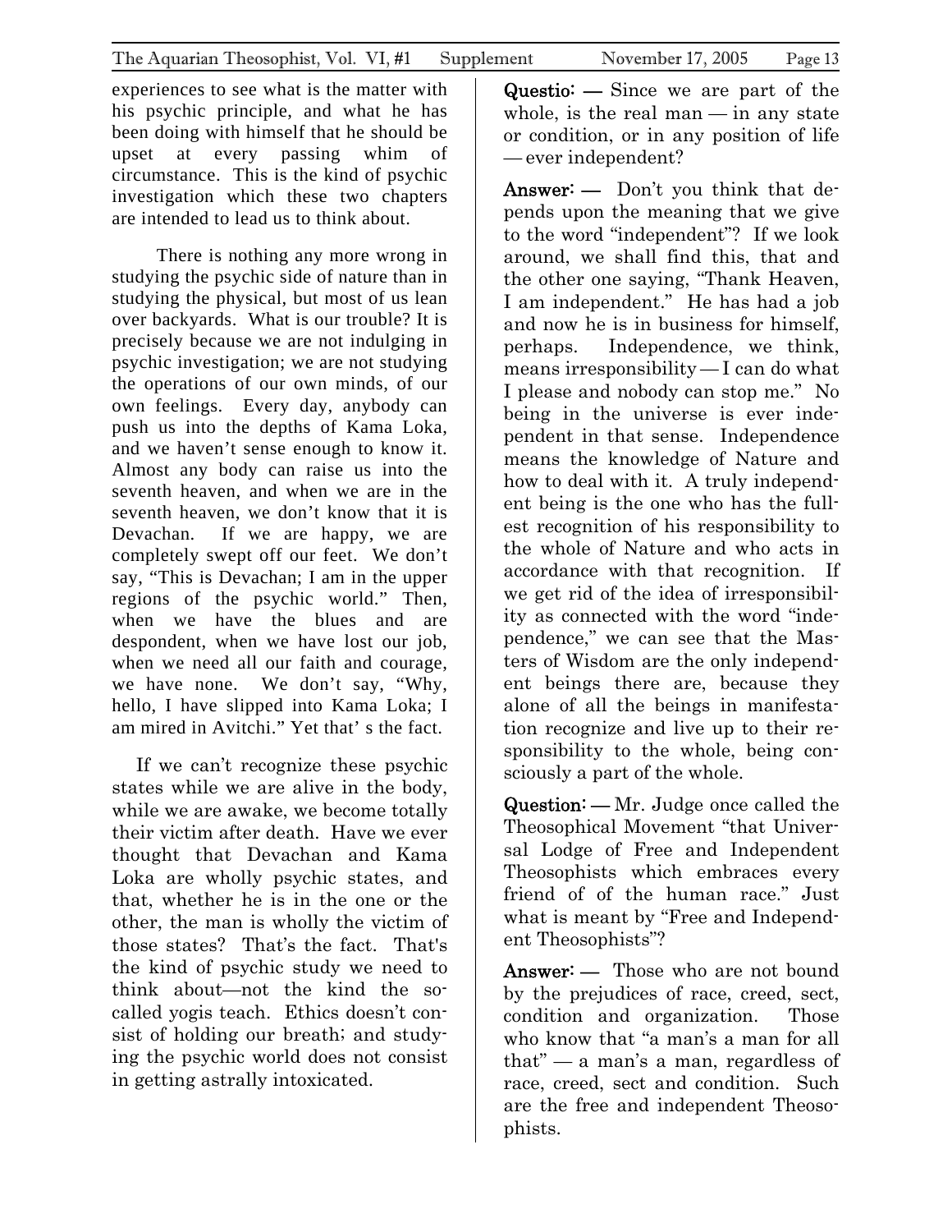experiences to see what is the matter with his psychic principle, and what he has been doing with himself that he should be upset at every passing whim of circumstance. This is the kind of psychic investigation which these two chapters are intended to lead us to think about.

There is nothing any more wrong in studying the psychic side of nature than in studying the physical, but most of us lean over backyards. What is our trouble? It is precisely because we are not indulging in psychic investigation; we are not studying the operations of our own minds, of our own feelings. Every day, anybody can push us into the depths of Kama Loka, and we haven't sense enough to know it. Almost any body can raise us into the seventh heaven, and when we are in the seventh heaven, we don't know that it is Devachan. If we are happy, we are completely swept off our feet. We don't say, "This is Devachan; I am in the upper regions of the psychic world." Then, when we have the blues and are despondent, when we have lost our job, when we need all our faith and courage, we have none. We don't say, "Why, hello, I have slipped into Kama Loka; I am mired in Avitchi." Yet that' s the fact.

If we can't recognize these psychic states while we are alive in the body, while we are awake, we become totally their victim after death. Have we ever thought that Devachan and Kama Loka are wholly psychic states, and that, whether he is in the one or the other, the man is wholly the victim of those states? That's the fact. That's the kind of psychic study we need to think about—not the kind the so-called yogis teach. Ethics doesn't consist of holding our breath; and studying the psychic world does not consist in getting astrally intoxicated.

**Questio: —** Since we are part of the whole, is the real man — in any state or condition, or in any position of life — ever independent?

**Answer: —** Don't you think that depends upon the meaning that we give to the word "independent"? If we look around, we shall find this, that and the other one saying, "Thank Heaven, I am independent." He has had a job and now he is in business for himself, perhaps. Independence, we think, means irresponsibility — I can do what I please and nobody can stop me." No being in the universe is ever independent in that sense. Independence means the knowledge of Nature and how to deal with it. A truly independent being is the one who has the fullest recognition of his responsibility to the whole of Nature and who acts in accordance with that recognition. If we get rid of the idea of irresponsibility as connected with the word "independence," we can see that the Masters of Wisdom are the only independent beings there are, because they alone of all the beings in manifestation recognize and live up to their responsibility to the whole, being consciously a part of the whole.

**Question: —** Mr. Judge once called the Theosophical Movement "that Universal Lodge of Free and Independent Theosophists which embraces every friend of of the human race." Just what is meant by "Free and Independent Theosophists"?

**Answer: —** Those who are not bound by the prejudices of race, creed, sect, condition and organization. Those who know that "a man's a man for all that" — a man's a man, regardless of race, creed, sect and condition. Such are the free and independent Theosophists.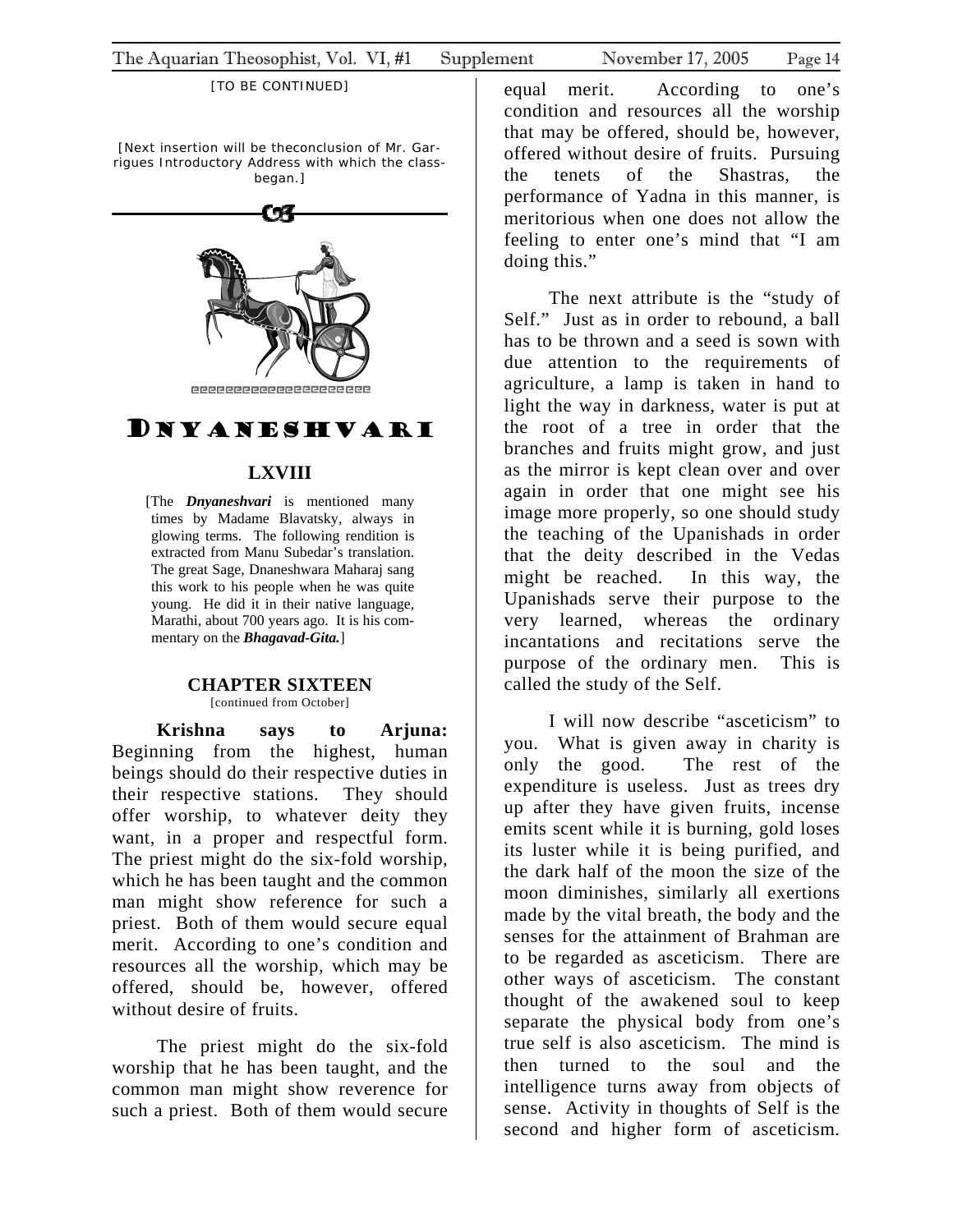[TO BE CONTINUED]

[Next insertion will be theconclusion of Mr. Garrigues Introductory Address with which the class-began.]

# DNYANESHVARI

## LXVIII

[The ***Dnyaneshvari*** is mentioned many times by Madame Blavatsky, always in glowing terms. The following rendition is extracted from Manu Subedar's translation. The great Sage, Dnaneshwara Maharaj sang this work to his people when he was quite young. He did it in their native language, Marathi, about 700 years ago. It is his commentary on the ***Bhagavad-Gita.***]

### CHAPTER SIXTEEN

[continued from October]

**Krishna says to Arjuna:** Beginning from the highest, human beings should do their respective duties in their respective stations. They should offer worship, to whatever deity they want, in a proper and respectful form. The priest might do the six-fold worship, which he has been taught and the common man might show reference for such a priest. Both of them would secure equal merit. According to one's condition and resources all the worship, which may be offered, should be, however, offered without desire of fruits.

The priest might do the six-fold worship that he has been taught, and the common man might show reverence for such a priest. Both of them would secure equal merit. According to one's condition and resources all the worship that may be offered, should be, however, offered without desire of fruits. Pursuing the tenets of the Shastras, the performance of Yadna in this manner, is meritorious when one does not allow the feeling to enter one's mind that "I am doing this."

The next attribute is the "study of Self." Just as in order to rebound, a ball has to be thrown and a seed is sown with due attention to the requirements of agriculture, a lamp is taken in hand to light the way in darkness, water is put at the root of a tree in order that the branches and fruits might grow, and just as the mirror is kept clean over and over again in order that one might see his image more properly, so one should study the teaching of the Upanishads in order that the deity described in the Vedas might be reached. In this way, the Upanishads serve their purpose to the very learned, whereas the ordinary incantations and recitations serve the purpose of the ordinary men. This is called the study of the Self.

I will now describe "asceticism" to you. What is given away in charity is only the good. The rest of the expenditure is useless. Just as trees dry up after they have given fruits, incense emits scent while it is burning, gold loses its luster while it is being purified, and the dark half of the moon the size of the moon diminishes, similarly all exertions made by the vital breath, the body and the senses for the attainment of Brahman are to be regarded as asceticism. There are other ways of asceticism. The constant thought of the awakened soul to keep separate the physical body from one's true self is also asceticism. The mind is then turned to the soul and the intelligence turns away from objects of sense. Activity in thoughts of Self is the second and higher form of asceticism.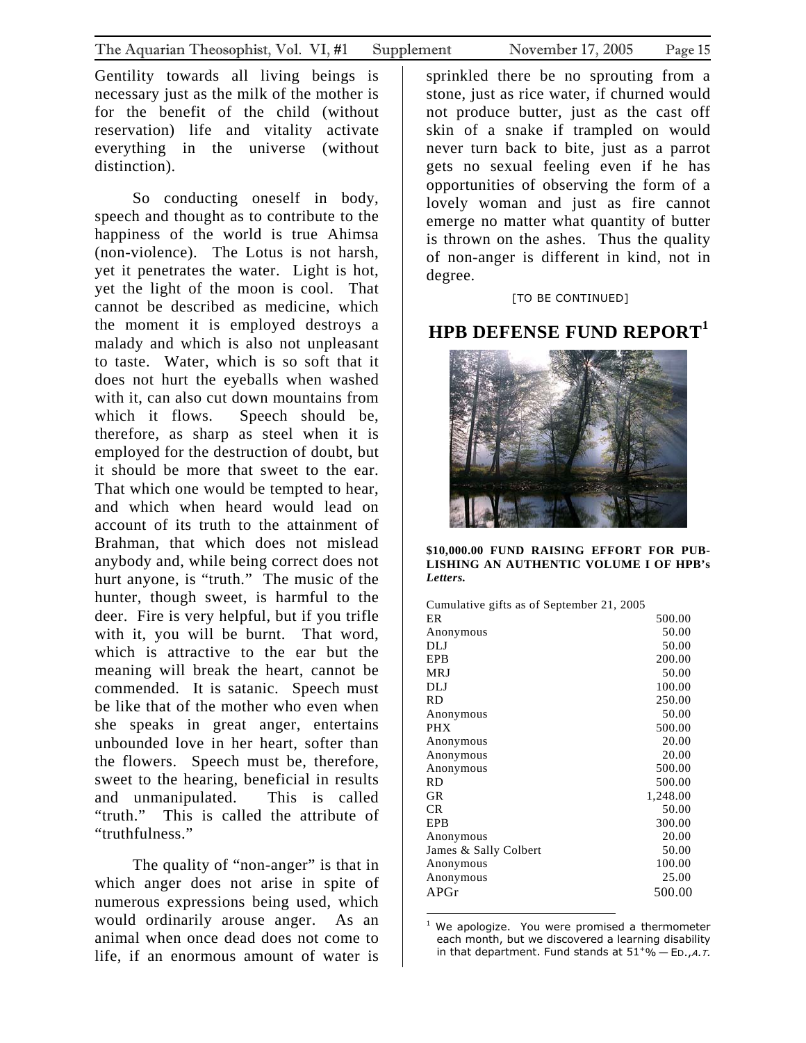Gentility towards all living beings is necessary just as the milk of the mother is for the benefit of the child (without reservation) life and vitality activate everything in the universe (without distinction).

So conducting oneself in body, speech and thought as to contribute to the happiness of the world is true Ahimsa (non-violence). The Lotus is not harsh, yet it penetrates the water. Light is hot, yet the light of the moon is cool. That cannot be described as medicine, which the moment it is employed destroys a malady and which is also not unpleasant to taste. Water, which is so soft that it does not hurt the eyeballs when washed with it, can also cut down mountains from which it flows. Speech should be, therefore, as sharp as steel when it is employed for the destruction of doubt, but it should be more that sweet to the ear. That which one would be tempted to hear, and which when heard would lead on account of its truth to the attainment of Brahman, that which does not mislead anybody and, while being correct does not hurt anyone, is "truth." The music of the hunter, though sweet, is harmful to the deer. Fire is very helpful, but if you trifle with it, you will be burnt. That word, which is attractive to the ear but the meaning will break the heart, cannot be commended. It is satanic. Speech must be like that of the mother who even when she speaks in great anger, entertains unbounded love in her heart, softer than the flowers. Speech must be, therefore, sweet to the hearing, beneficial in results and unmanipulated. This is called "truth." This is called the attribute of "truthfulness."

The quality of "non-anger" is that in which anger does not arise in spite of numerous expressions being used, which would ordinarily arouse anger. As an animal when once dead does not come to life, if an enormous amount of water is sprinkled there be no sprouting from a stone, just as rice water, if churned would not produce butter, just as the cast off skin of a snake if trampled on would never turn back to bite, just as a parrot gets no sexual feeling even if he has opportunities of observing the form of a lovely woman and just as fire cannot emerge no matter what quantity of butter is thrown on the ashes. Thus the quality of non-anger is different in kind, not in degree.

[TO BE CONTINUED]

## HPB DEFENSE FUND REPORT[1]

**$10,000.00 FUND RAISING EFFORT FOR PUBLISHING AN AUTHENTIC VOLUME I OF HPB's *Letters.***

Cumulative gifts as of September 21, 2005

| | |
|---|---:|
| ER | 500.00 |
| Anonymous | 50.00 |
| DLJ | 50.00 |
| EPB | 200.00 |
| MRJ | 50.00 |
| DLJ | 100.00 |
| RD | 250.00 |
| Anonymous | 50.00 |
| PHX | 500.00 |
| Anonymous | 20.00 |
| Anonymous | 20.00 |
| Anonymous | 500.00 |
| RD | 500.00 |
| GR | 1,248.00 |
| CR | 50.00 |
| EPB | 300.00 |
| Anonymous | 20.00 |
| James & Sally Colbert | 50.00 |
| Anonymous | 100.00 |
| Anonymous | 25.00 |
| APGr | 500.00 |

[1] We apologize. You were promised a thermometer each month, but we discovered a learning disability in that department. Fund stands at 51⁺% — ED., *A.T.*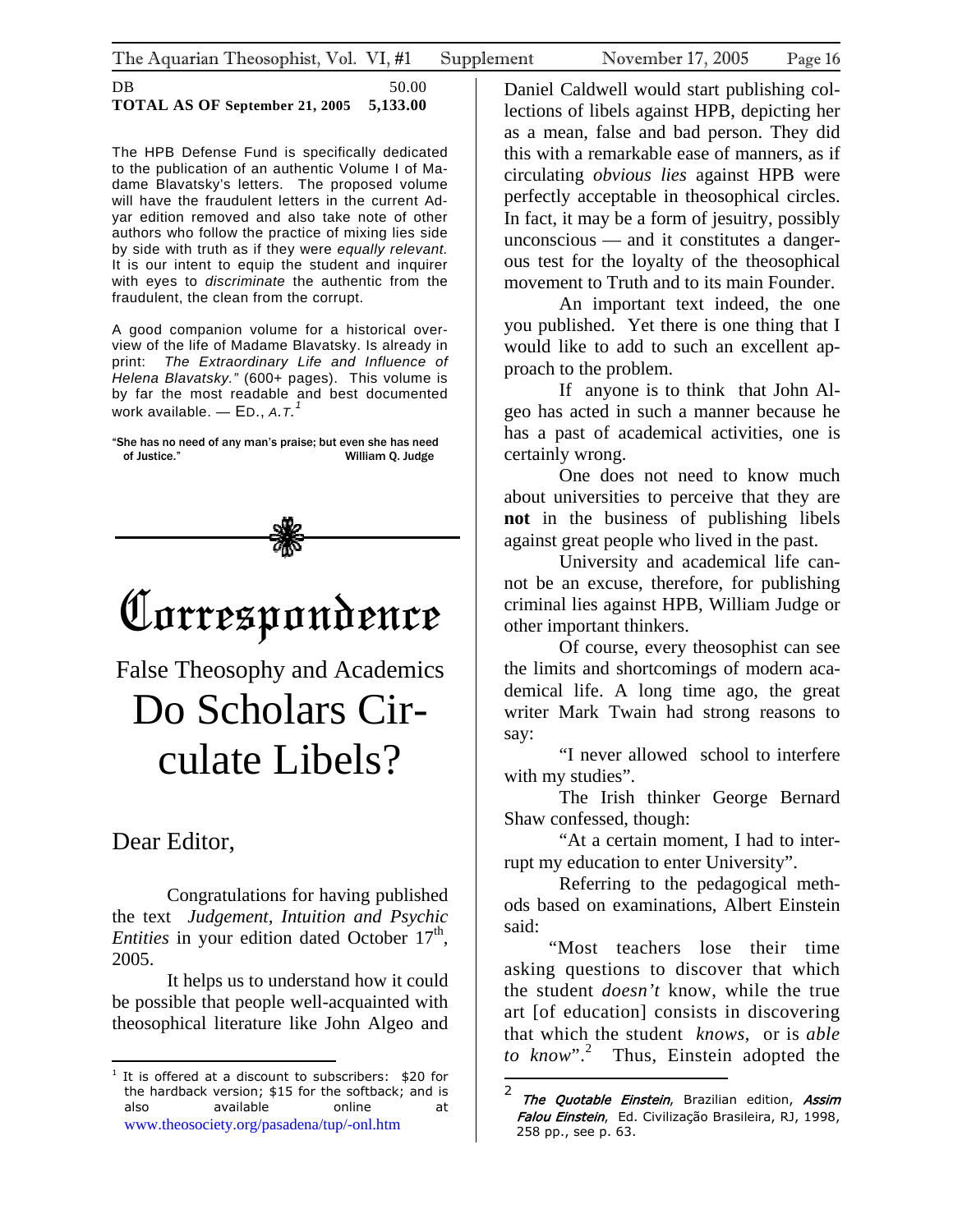DB 50.00
**TOTAL AS OF September 21, 2005 5,133.00**

The HPB Defense Fund is specifically dedicated to the publication of an authentic Volume I of Madame Blavatsky's letters. The proposed volume will have the fraudulent letters in the current Adyar edition removed and also take note of other authors who follow the practice of mixing lies side by side with truth as if they were *equally relevant.* It is our intent to equip the student and inquirer with eyes to *discriminate* the authentic from the fraudulent, the clean from the corrupt.

A good companion volume for a historical overview of the life of Madame Blavatsky. Is already in print: *The Extraordinary Life and Influence of Helena Blavatsky."* (600+ pages). This volume is by far the most readable and best documented work available. — ED., *A.T.*[1]

**"She has no need of any man's praise; but even she has need of Justice." William Q. Judge**

# Correspondence

## False Theosophy and Academics

# Do Scholars Circulate Libels?

Dear Editor,

Congratulations for having published the text *Judgement, Intuition and Psychic Entities* in your edition dated October 17th, 2005.

It helps us to understand how it could be possible that people well-acquainted with theosophical literature like John Algeo and Daniel Caldwell would start publishing collections of libels against HPB, depicting her as a mean, false and bad person. They did this with a remarkable ease of manners, as if circulating *obvious lies* against HPB were perfectly acceptable in theosophical circles. In fact, it may be a form of jesuitry, possibly unconscious — and it constitutes a dangerous test for the loyalty of the theosophical movement to Truth and to its main Founder.

An important text indeed, the one you published. Yet there is one thing that I would like to add to such an excellent approach to the problem.

If anyone is to think that John Algeo has acted in such a manner because he has a past of academical activities, one is certainly wrong.

One does not need to know much about universities to perceive that they are **not** in the business of publishing libels against great people who lived in the past.

University and academical life cannot be an excuse, therefore, for publishing criminal lies against HPB, William Judge or other important thinkers.

Of course, every theosophist can see the limits and shortcomings of modern academical life. A long time ago, the great writer Mark Twain had strong reasons to say:

"I never allowed school to interfere with my studies".

The Irish thinker George Bernard Shaw confessed, though:

"At a certain moment, I had to interrupt my education to enter University".

Referring to the pedagogical methods based on examinations, Albert Einstein said:

"Most teachers lose their time asking questions to discover that which the student *doesn't* know, while the true art [of education] consists in discovering that which the student *knows,* or is *able to know*".[2] Thus, Einstein adopted the

---

[1] It is offered at a discount to subscribers: $20 for the hardback version; $15 for the softback; and is also available online at www.theosociety.org/pasadena/tup/-onl.htm

[2] ***The Quotable Einstein***, Brazilian edition, ***Assim Falou Einstein***, Ed. Civilização Brasileira, RJ, 1998, 258 pp., see p. 63.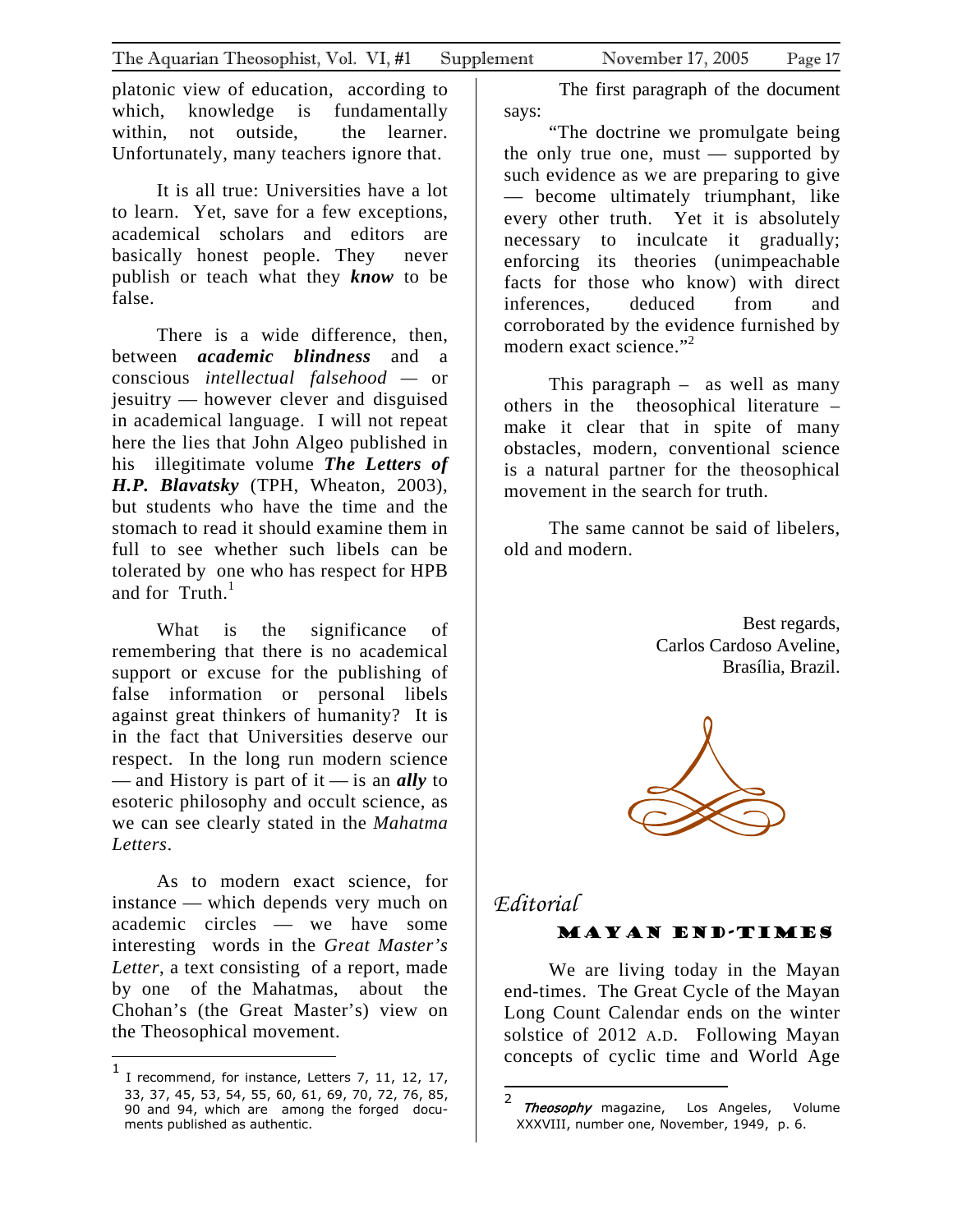platonic view of education, according to which, knowledge is fundamentally within, not outside, the learner. Unfortunately, many teachers ignore that.

It is all true: Universities have a lot to learn. Yet, save for a few exceptions, academical scholars and editors are basically honest people. They never publish or teach what they ***know*** to be false.

There is a wide difference, then, between ***academic blindness*** and a conscious *intellectual falsehood* — or jesuitry — however clever and disguised in academical language. I will not repeat here the lies that John Algeo published in his illegitimate volume ***The Letters of H.P. Blavatsky*** (TPH, Wheaton, 2003), but students who have the time and the stomach to read it should examine them in full to see whether such libels can be tolerated by one who has respect for HPB and for Truth.[1]

What is the significance of remembering that there is no academical support or excuse for the publishing of false information or personal libels against great thinkers of humanity? It is in the fact that Universities deserve our respect. In the long run modern science — and History is part of it — is an ***ally*** to esoteric philosophy and occult science, as we can see clearly stated in the *Mahatma Letters*.

As to modern exact science, for instance — which depends very much on academic circles — we have some interesting words in the *Great Master's Letter*, a text consisting of a report, made by one of the Mahatmas, about the Chohan's (the Great Master's) view on the Theosophical movement.

The first paragraph of the document says:

"The doctrine we promulgate being the only true one, must — supported by such evidence as we are preparing to give — become ultimately triumphant, like every other truth. Yet it is absolutely necessary to inculcate it gradually; enforcing its theories (unimpeachable facts for those who know) with direct inferences, deduced from and corroborated by the evidence furnished by modern exact science."[2]

This paragraph – as well as many others in the theosophical literature – make it clear that in spite of many obstacles, modern, conventional science is a natural partner for the theosophical movement in the search for truth.

The same cannot be said of libelers, old and modern.

Best regards,
Carlos Cardoso Aveline,
Brasília, Brazil.

## *Editorial*

### MAYAN END-TIMES

We are living today in the Mayan end-times. The Great Cycle of the Mayan Long Count Calendar ends on the winter solstice of 2012 A.D. Following Mayan concepts of cyclic time and World Age

---

[1] I recommend, for instance, Letters 7, 11, 12, 17, 33, 37, 45, 53, 54, 55, 60, 61, 69, 70, 72, 76, 85, 90 and 94, which are among the forged documents published as authentic.

[2] *Theosophy* magazine, Los Angeles, Volume XXXVIII, number one, November, 1949, p. 6.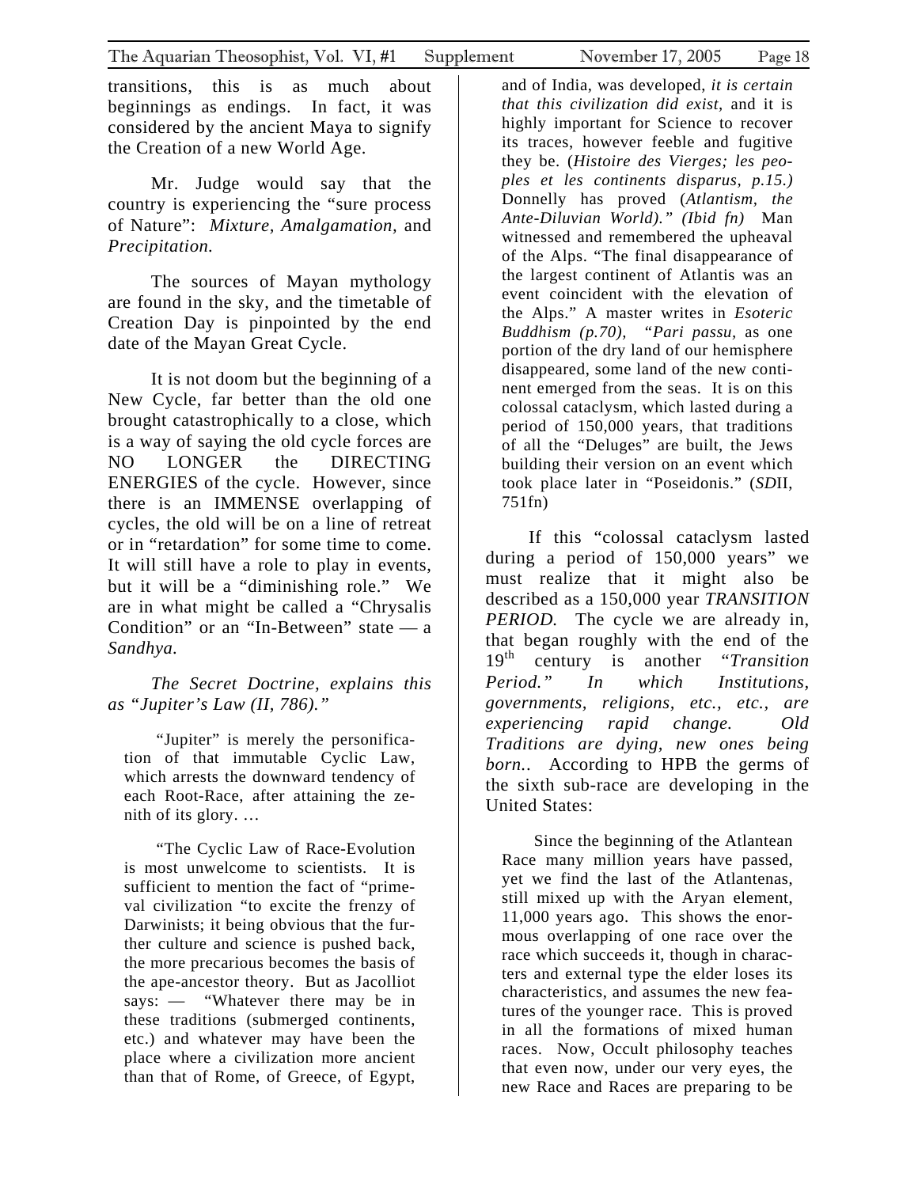transitions, this is as much about beginnings as endings. In fact, it was considered by the ancient Maya to signify the Creation of a new World Age.

Mr. Judge would say that the country is experiencing the "sure process of Nature": *Mixture, Amalgamation,* and *Precipitation.*

The sources of Mayan mythology are found in the sky, and the timetable of Creation Day is pinpointed by the end date of the Mayan Great Cycle.

It is not doom but the beginning of a New Cycle, far better than the old one brought catastrophically to a close, which is a way of saying the old cycle forces are NO LONGER the DIRECTING ENERGIES of the cycle. However, since there is an IMMENSE overlapping of cycles, the old will be on a line of retreat or in "retardation" for some time to come. It will still have a role to play in events, but it will be a "diminishing role." We are in what might be called a "Chrysalis Condition" or an "In-Between" state — a *Sandhya.*

*The Secret Doctrine, explains this as "Jupiter's Law (II, 786)."*

> "Jupiter" is merely the personification of that immutable Cyclic Law, which arrests the downward tendency of each Root-Race, after attaining the zenith of its glory. …
>
> "The Cyclic Law of Race-Evolution is most unwelcome to scientists. It is sufficient to mention the fact of "primeval civilization "to excite the frenzy of Darwinists; it being obvious that the further culture and science is pushed back, the more precarious becomes the basis of the ape-ancestor theory. But as Jacolliot says: — "Whatever there may be in these traditions (submerged continents, etc.) and whatever may have been the place where a civilization more ancient than that of Rome, of Greece, of Egypt, and of India, was developed, *it is certain that this civilization did exist,* and it is highly important for Science to recover its traces, however feeble and fugitive they be. (*Histoire des Vierges; les peoples et les continents disparus, p.15.)* Donnelly has proved (*Atlantism, the Ante-Diluvian World)." (Ibid fn)* Man witnessed and remembered the upheaval of the Alps. "The final disappearance of the largest continent of Atlantis was an event coincident with the elevation of the Alps." A master writes in *Esoteric Buddhism (p.70), "Pari passu,* as one portion of the dry land of our hemisphere disappeared, some land of the new continent emerged from the seas. It is on this colossal cataclysm, which lasted during a period of 150,000 years, that traditions of all the "Deluges" are built, the Jews building their version on an event which took place later in "Poseidonis." (*SD*II, 751fn)

If this "colossal cataclysm lasted during a period of 150,000 years" we must realize that it might also be described as a 150,000 year *TRANSITION PERIOD.* The cycle we are already in, that began roughly with the end of the 19th century is another "*Transition Period." In which Institutions, governments, religions, etc., etc., are experiencing rapid change. Old Traditions are dying, new ones being born..* According to HPB the germs of the sixth sub-race are developing in the United States:

> Since the beginning of the Atlantean Race many million years have passed, yet we find the last of the Atlantenas, still mixed up with the Aryan element, 11,000 years ago. This shows the enormous overlapping of one race over the race which succeeds it, though in characters and external type the elder loses its characteristics, and assumes the new features of the younger race. This is proved in all the formations of mixed human races. Now, Occult philosophy teaches that even now, under our very eyes, the new Race and Races are preparing to be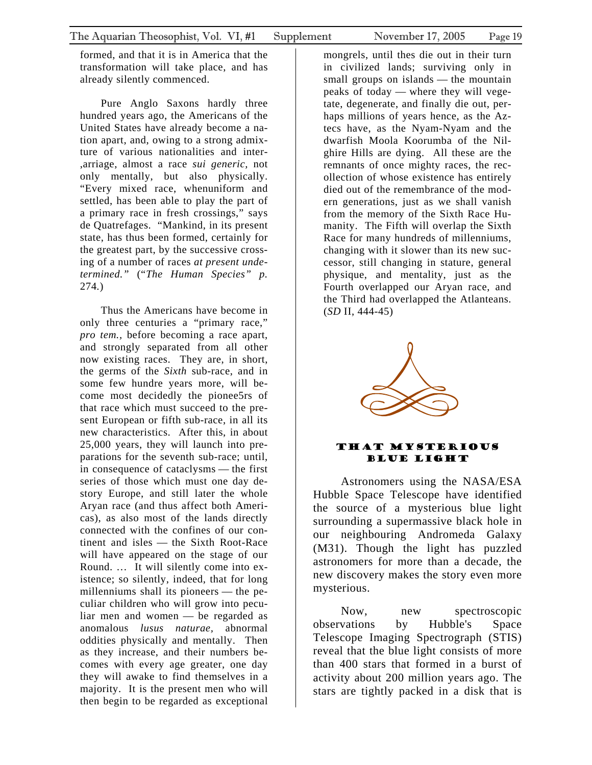formed, and that it is in America that the transformation will take place, and has already silently commenced.

Pure Anglo Saxons hardly three hundred years ago, the Americans of the United States have already become a nation apart, and, owing to a strong admixture of various nationalities and inter- ,arriage, almost a race *sui generic,* not only mentally, but also physically. "Every mixed race, whenuniform and settled, has been able to play the part of a primary race in fresh crossings," says de Quatrefages. "Mankind, in its present state, has thus been formed, certainly for the greatest part, by the successive crossing of a number of races *at present undetermined."* ("*The Human Species" p.* 274.)

Thus the Americans have become in only three centuries a "primary race," *pro tem.,* before becoming a race apart, and strongly separated from all other now existing races. They are, in short, the germs of the *Sixth* sub-race, and in some few hundre years more, will become most decidedly the pionee5rs of that race which must succeed to the present European or fifth sub-race, in all its new characteristics. After this, in about 25,000 years, they will launch into preparations for the seventh sub-race; until, in consequence of cataclysms — the first series of those which must one day destory Europe, and still later the whole Aryan race (and thus affect both Americas), as also most of the lands directly connected with the confines of our continent and isles — the Sixth Root-Race will have appeared on the stage of our Round. … It will silently come into existence; so silently, indeed, that for long millenniums shall its pioneers — the peculiar children who will grow into peculiar men and women — be regarded as anomalous *lusus naturae,* abnormal oddities physically and mentally. Then as they increase, and their numbers becomes with every age greater, one day they will awake to find themselves in a majority. It is the present men who will then begin to be regarded as exceptional mongrels, until thes die out in their turn in civilized lands; surviving only in small groups on islands — the mountain peaks of today — where they will vegetate, degenerate, and finally die out, perhaps millions of years hence, as the Aztecs have, as the Nyam-Nyam and the dwarfish Moola Koorumba of the Nilghire Hills are dying. All these are the remnants of once mighty races, the recollection of whose existence has entirely died out of the remembrance of the modern generations, just as we shall vanish from the memory of the Sixth Race Humanity. The Fifth will overlap the Sixth Race for many hundreds of millenniums, changing with it slower than its new successor, still changing in stature, general physique, and mentality, just as the Fourth overlapped our Aryan race, and the Third had overlapped the Atlanteans. (*SD* II, 444-45)

## THAT MYSTERIOUS BLUE LIGHT

Astronomers using the NASA/ESA Hubble Space Telescope have identified the source of a mysterious blue light surrounding a supermassive black hole in our neighbouring Andromeda Galaxy (M31). Though the light has puzzled astronomers for more than a decade, the new discovery makes the story even more mysterious.

Now, new spectroscopic observations by Hubble's Space Telescope Imaging Spectrograph (STIS) reveal that the blue light consists of more than 400 stars that formed in a burst of activity about 200 million years ago. The stars are tightly packed in a disk that is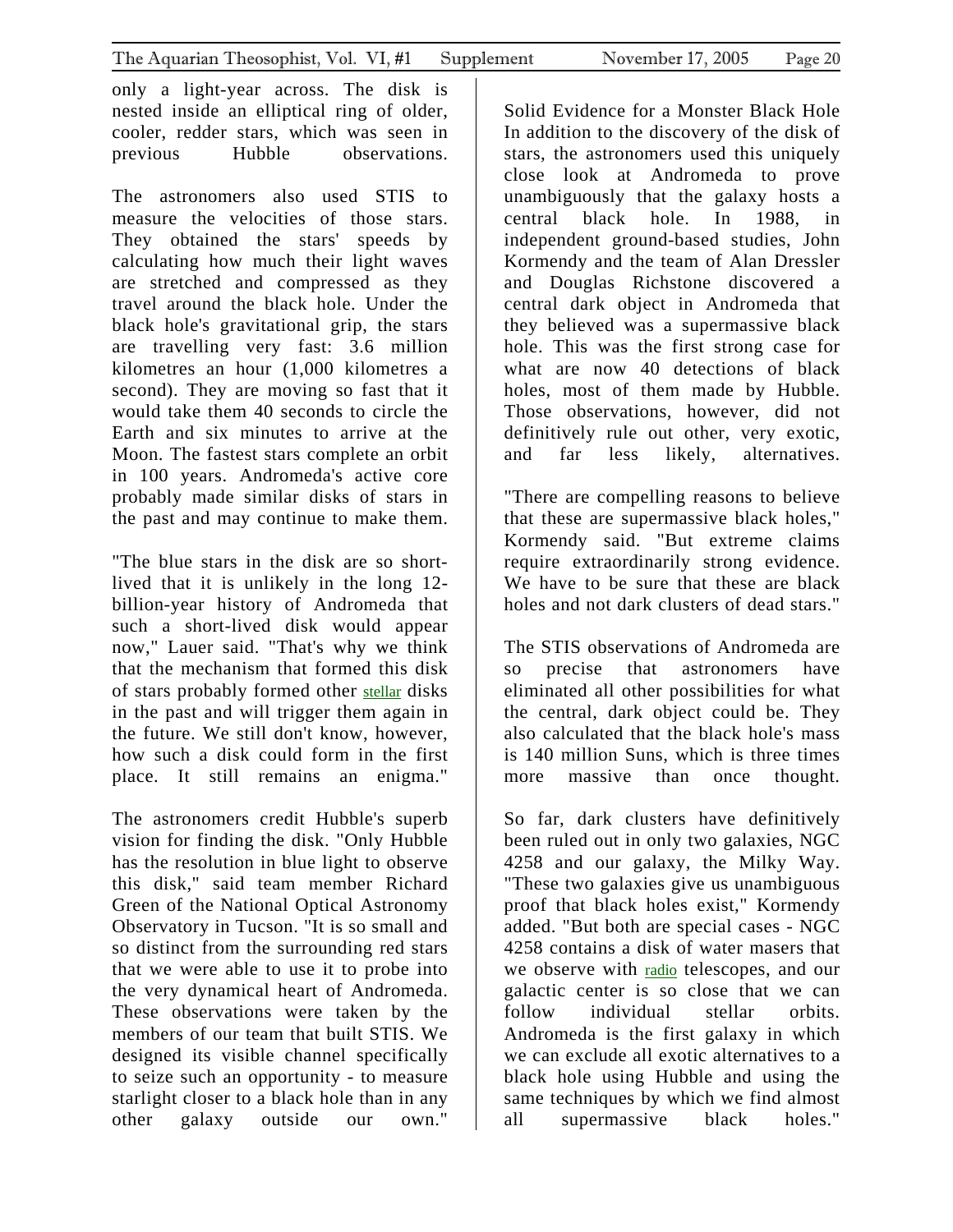only a light-year across. The disk is nested inside an elliptical ring of older, cooler, redder stars, which was seen in previous Hubble observations.

The astronomers also used STIS to measure the velocities of those stars. They obtained the stars' speeds by calculating how much their light waves are stretched and compressed as they travel around the black hole. Under the black hole's gravitational grip, the stars are travelling very fast: 3.6 million kilometres an hour (1,000 kilometres a second). They are moving so fast that it would take them 40 seconds to circle the Earth and six minutes to arrive at the Moon. The fastest stars complete an orbit in 100 years. Andromeda's active core probably made similar disks of stars in the past and may continue to make them.

"The blue stars in the disk are so short-lived that it is unlikely in the long 12-billion-year history of Andromeda that such a short-lived disk would appear now," Lauer said. "That's why we think that the mechanism that formed this disk of stars probably formed other stellar disks in the past and will trigger them again in the future. We still don't know, however, how such a disk could form in the first place. It still remains an enigma."

The astronomers credit Hubble's superb vision for finding the disk. "Only Hubble has the resolution in blue light to observe this disk," said team member Richard Green of the National Optical Astronomy Observatory in Tucson. "It is so small and so distinct from the surrounding red stars that we were able to use it to probe into the very dynamical heart of Andromeda. These observations were taken by the members of our team that built STIS. We designed its visible channel specifically to seize such an opportunity - to measure starlight closer to a black hole than in any other galaxy outside our own."

**Solid Evidence for a Monster Black Hole**

In addition to the discovery of the disk of stars, the astronomers used this uniquely close look at Andromeda to prove unambiguously that the galaxy hosts a central black hole. In 1988, in independent ground-based studies, John Kormendy and the team of Alan Dressler and Douglas Richstone discovered a central dark object in Andromeda that they believed was a supermassive black hole. This was the first strong case for what are now 40 detections of black holes, most of them made by Hubble. Those observations, however, did not definitively rule out other, very exotic, and far less likely, alternatives.

"There are compelling reasons to believe that these are supermassive black holes," Kormendy said. "But extreme claims require extraordinarily strong evidence. We have to be sure that these are black holes and not dark clusters of dead stars."

The STIS observations of Andromeda are so precise that astronomers have eliminated all other possibilities for what the central, dark object could be. They also calculated that the black hole's mass is 140 million Suns, which is three times more massive than once thought.

So far, dark clusters have definitively been ruled out in only two galaxies, NGC 4258 and our galaxy, the Milky Way. "These two galaxies give us unambiguous proof that black holes exist," Kormendy added. "But both are special cases - NGC 4258 contains a disk of water masers that we observe with radio telescopes, and our galactic center is so close that we can follow individual stellar orbits. Andromeda is the first galaxy in which we can exclude all exotic alternatives to a black hole using Hubble and using the same techniques by which we find almost all supermassive black holes."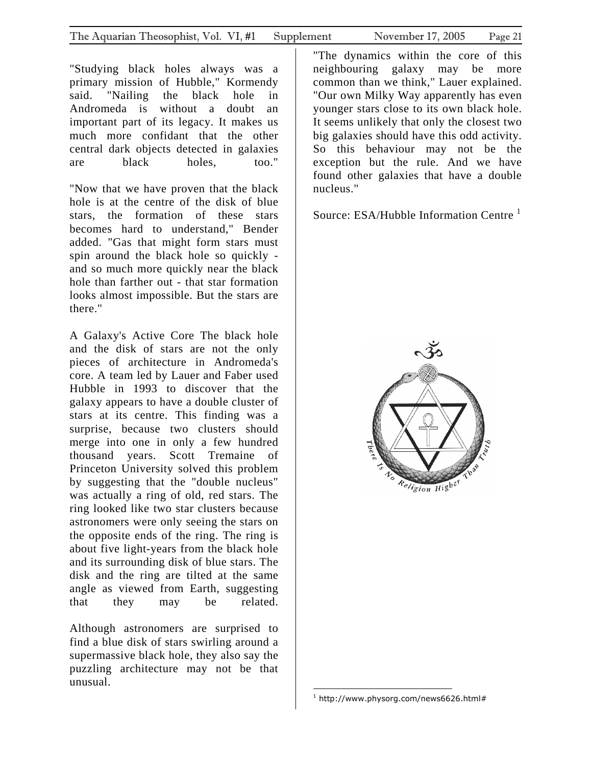"Studying black holes always was a primary mission of Hubble," Kormendy said. "Nailing the black hole in Andromeda is without a doubt an important part of its legacy. It makes us much more confidant that the other central dark objects detected in galaxies are black holes, too."

"Now that we have proven that the black hole is at the centre of the disk of blue stars, the formation of these stars becomes hard to understand," Bender added. "Gas that might form stars must spin around the black hole so quickly - and so much more quickly near the black hole than farther out - that star formation looks almost impossible. But the stars are there."

A Galaxy's Active Core The black hole and the disk of stars are not the only pieces of architecture in Andromeda's core. A team led by Lauer and Faber used Hubble in 1993 to discover that the galaxy appears to have a double cluster of stars at its centre. This finding was a surprise, because two clusters should merge into one in only a few hundred thousand years. Scott Tremaine of Princeton University solved this problem by suggesting that the "double nucleus" was actually a ring of old, red stars. The ring looked like two star clusters because astronomers were only seeing the stars on the opposite ends of the ring. The ring is about five light-years from the black hole and its surrounding disk of blue stars. The disk and the ring are tilted at the same angle as viewed from Earth, suggesting that they may be related.

Although astronomers are surprised to find a blue disk of stars swirling around a supermassive black hole, they also say the puzzling architecture may not be that unusual.

"The dynamics within the core of this neighbouring galaxy may be more common than we think," Lauer explained. "Our own Milky Way apparently has even younger stars close to its own black hole. It seems unlikely that only the closest two big galaxies should have this odd activity. So this behaviour may not be the exception but the rule. And we have found other galaxies that have a double nucleus."

Source: ESA/Hubble Information Centre [1]

There Is No Religion Higher Than Truth

[1] http://www.physorg.com/news6626.html#